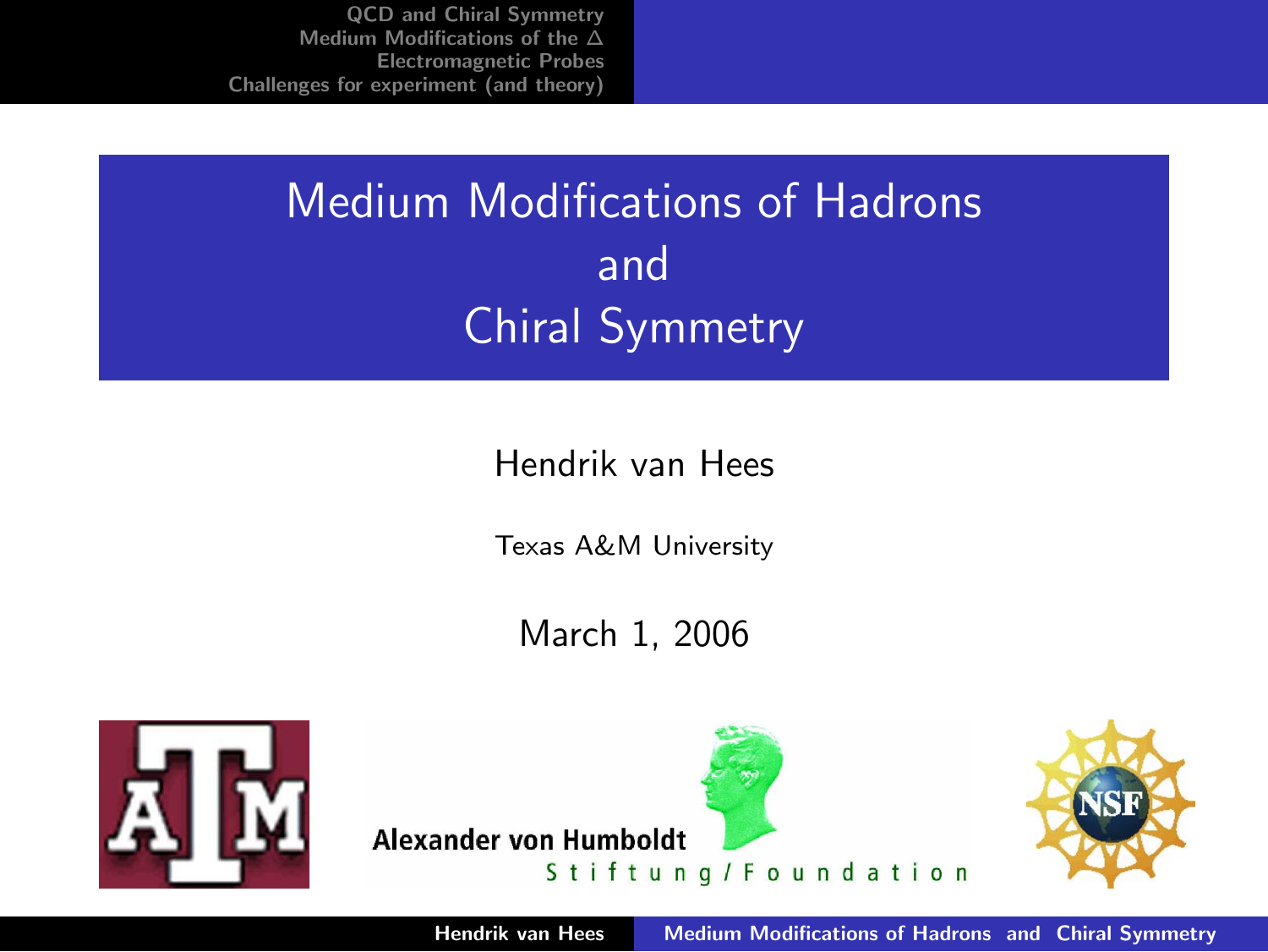# Medium Modifications of Hadrons and Chiral Symmetry

Hendrik van Hees

Texas A&M University

March 1, 2006

Alexander von Humboldt Stiftung/Foundation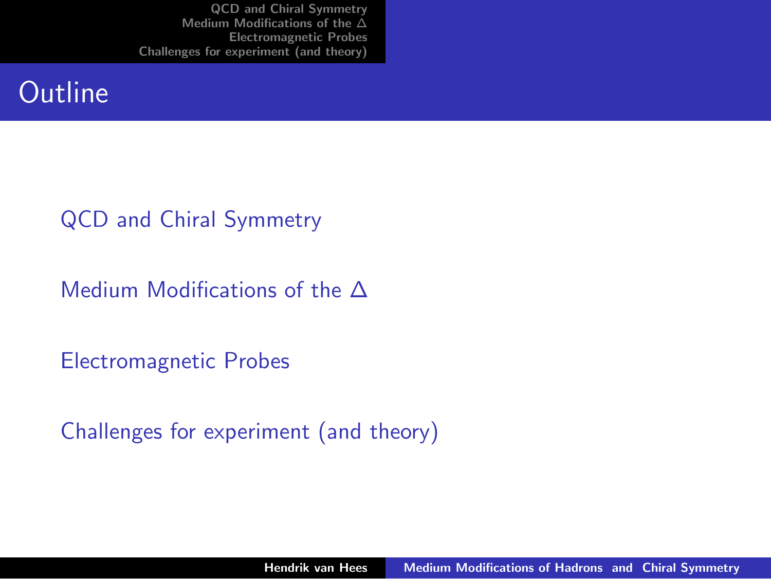# Outline

- QCD and Chiral Symmetry
- Medium Modifications of the $\Delta$
- Electromagnetic Probes
- Challenges for experiment (and theory)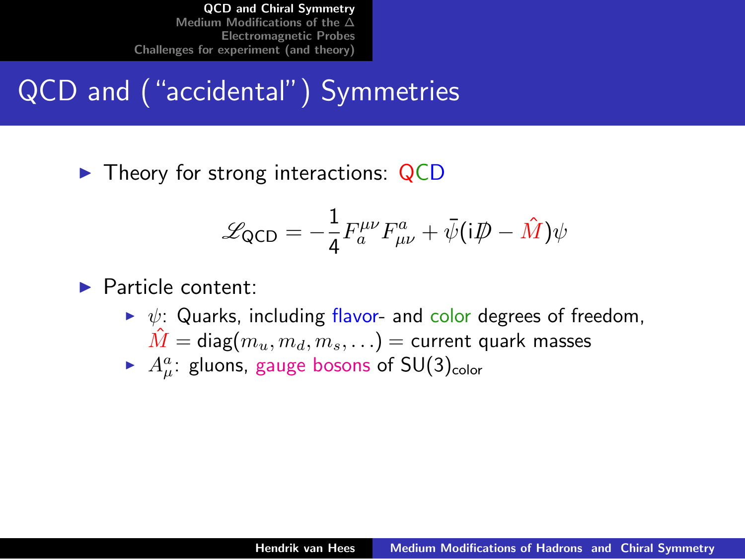# QCD and ("accidental") Symmetries

- Theory for strong interactions: QCD

$$\mathscr{L}_{\mathrm{QCD}} = -\frac{1}{4} F_a^{\mu\nu} F_{\mu\nu}^a + \bar{\psi}(\mathrm{i}\not{D} - \hat{M})\psi$$

- Particle content:
  - $\psi$: Quarks, including flavor- and color degrees of freedom, $\hat{M} = \mathrm{diag}(m_u, m_d, m_s, \ldots)$ = current quark masses
  - $A_\mu^a$: gluons, gauge bosons of $\mathrm{SU}(3)_{\mathrm{color}}$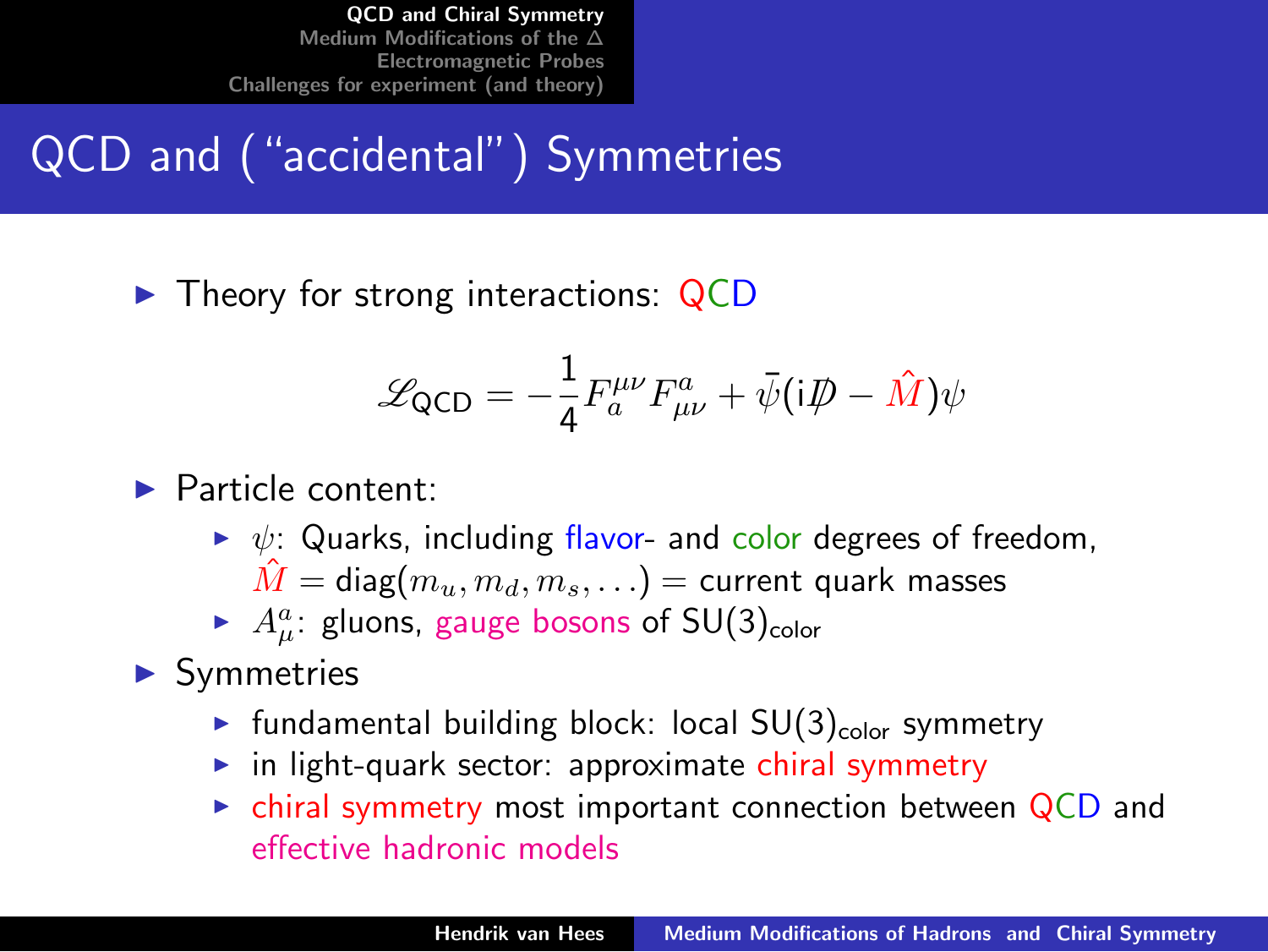# QCD and ("accidental") Symmetries

- Theory for strong interactions: QCD

$$\mathscr{L}_{\text{QCD}} = -\frac{1}{4} F_a^{\mu\nu} F_{\mu\nu}^a + \bar{\psi}(\mathrm{i}\not{D} - \hat{M})\psi$$

- Particle content:
  - $\psi$: Quarks, including flavor- and color degrees of freedom, $\hat{M} = \text{diag}(m_u, m_d, m_s, \ldots)$ = current quark masses
  - $A_\mu^a$: gluons, gauge bosons of $\text{SU}(3)_{\text{color}}$
- Symmetries
  - fundamental building block: local $\text{SU}(3)_{\text{color}}$ symmetry
  - in light-quark sector: approximate chiral symmetry
  - chiral symmetry most important connection between QCD and effective hadronic models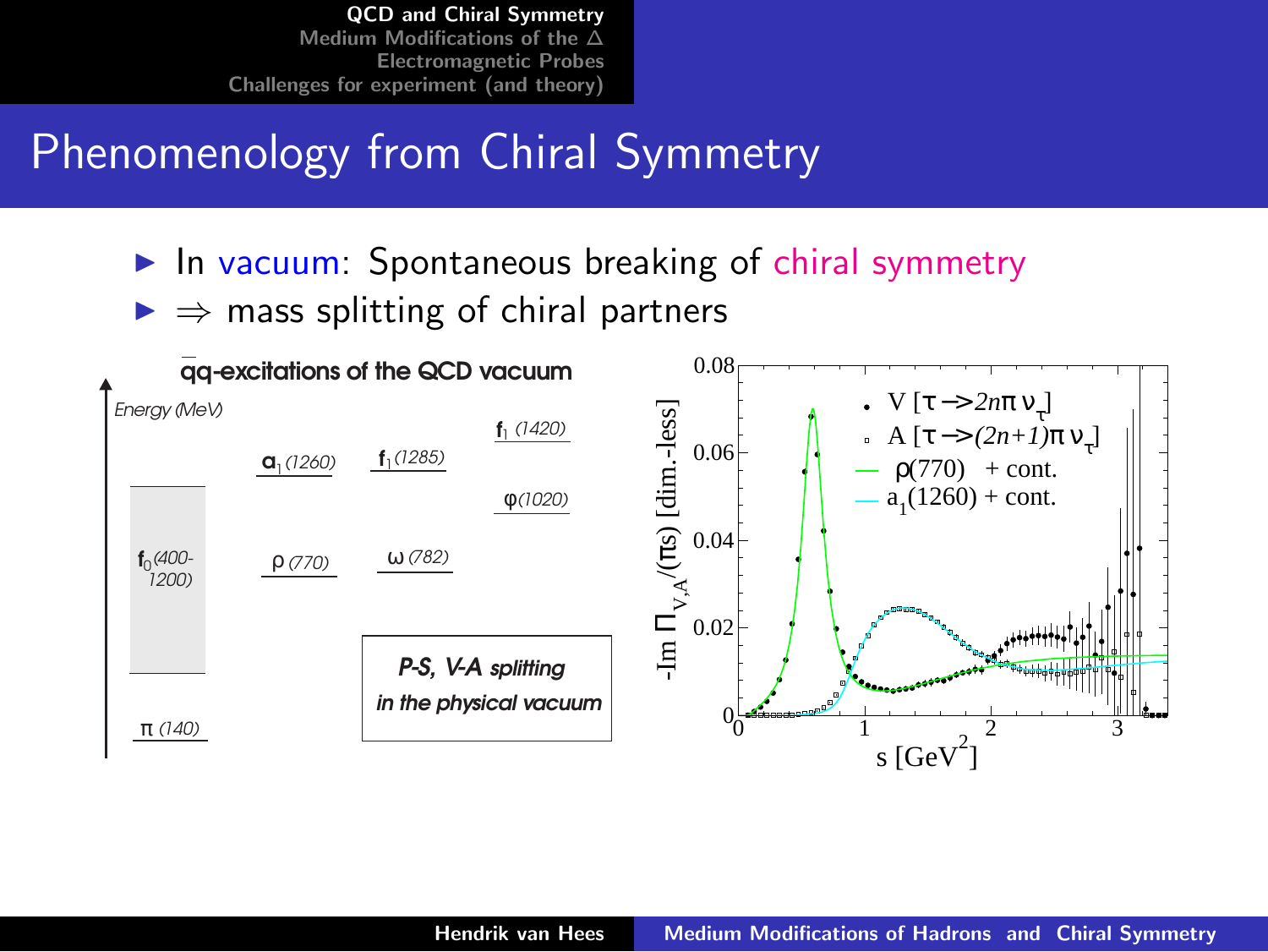## Phenomenology from Chiral Symmetry

- In vacuum: Spontaneous breaking of chiral symmetry
- $\Rightarrow$ mass splitting of chiral partners

$\bar{q}q$-excitations of the QCD vacuum

Energy (MeV)

$f_0$ (400-1200)

$\pi$ (140)

$a_1$ (1260)

$\rho$ (770)

$f_1$ (1285)

$\omega$ (782)

$f_1$ (1420)

$\varphi$ (1020)

P-S, V-A splitting in the physical vacuum

$-\text{Im}\,\Pi_{V,A}/(\pi s)$ [dim.-less]

0.08

0.06

0.04

0.02

0

s [GeV$^2$]

0 1 2 3

V [$\tau \to 2n\pi\,\nu_\tau$]

A [$\tau \to (2n+1)\pi\,\nu_\tau$]

$\rho$(770) + cont.

$a_1$(1260) + cont.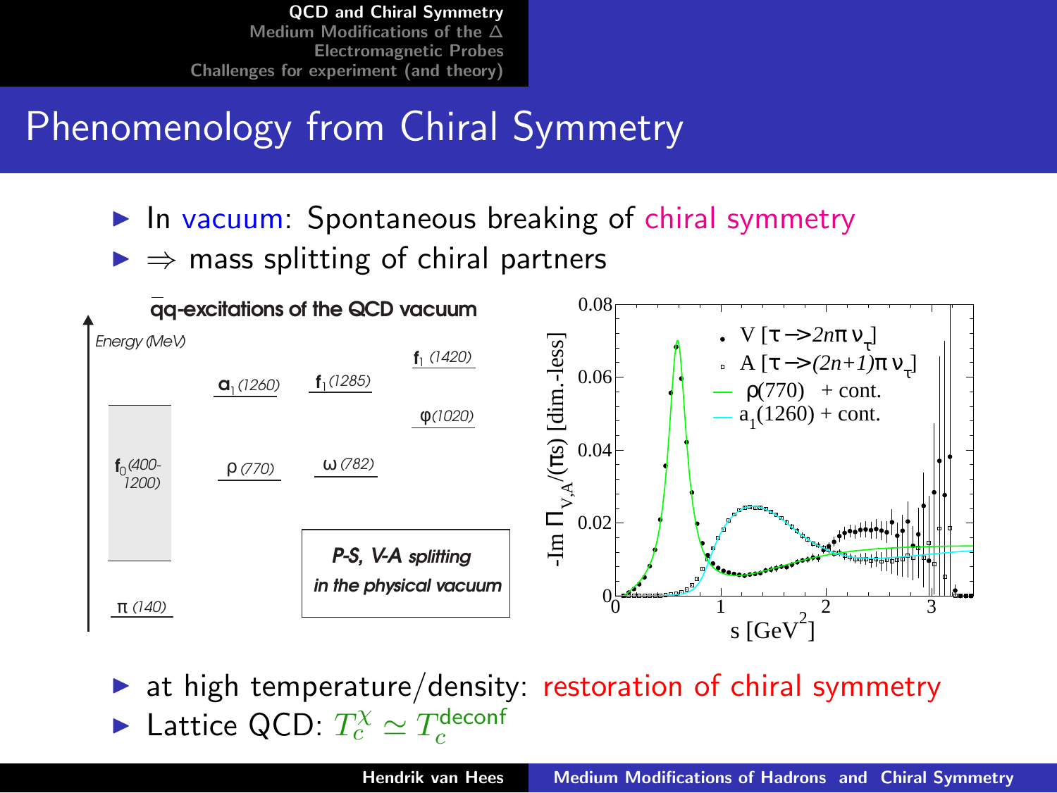# Phenomenology from Chiral Symmetry

- In vacuum: Spontaneous breaking of chiral symmetry
- $\Rightarrow$ mass splitting of chiral partners

$\bar{q}q$-excitations of the QCD vacuum

Energy (MeV)

$f_0$ (400-1200)

$\pi$ (140)

$a_1$ (1260)

$\rho$ (770)

$f_1$ (1285)

$\omega$ (782)

$f_1$ (1420)

$\varphi$ (1020)

*P-S, V-A splitting in the physical vacuum*

$-\text{Im}\,\Pi_{V,A}/(\pi s)$ [dim.-less]

s [GeV$^2$]

0.08
0.06
0.04
0.02
0

0
1
2
3

V [$\tau \to 2n\pi\,\nu_\tau$]

A [$\tau \to (2n+1)\pi\,\nu_\tau$]

$\rho$(770) + cont.

$a_1$(1260) + cont.

- at high temperature/density: restoration of chiral symmetry
- Lattice QCD: $T_c^\chi \simeq T_c^{\text{deconf}}$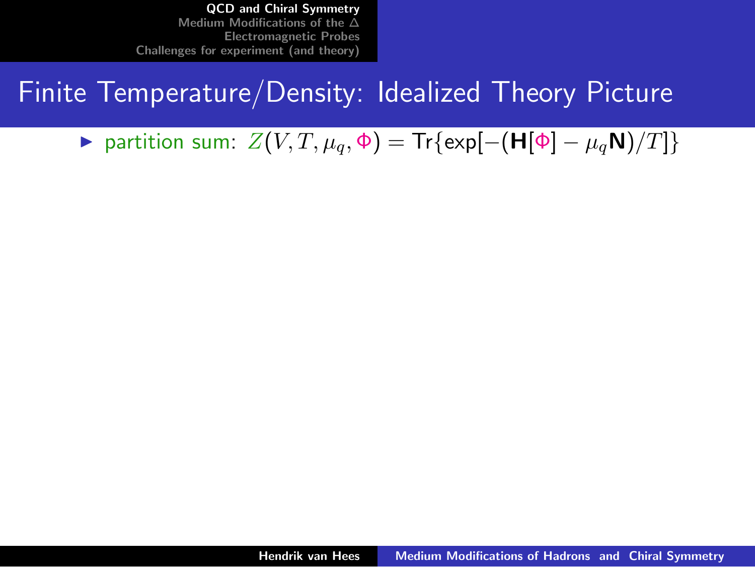# Finite Temperature/Density: Idealized Theory Picture

- partition sum: $Z(V, T, \mu_q, \Phi) = \mathrm{Tr}\{\exp[-(\mathbf{H}[\Phi] - \mu_q \mathbf{N})/T]\}$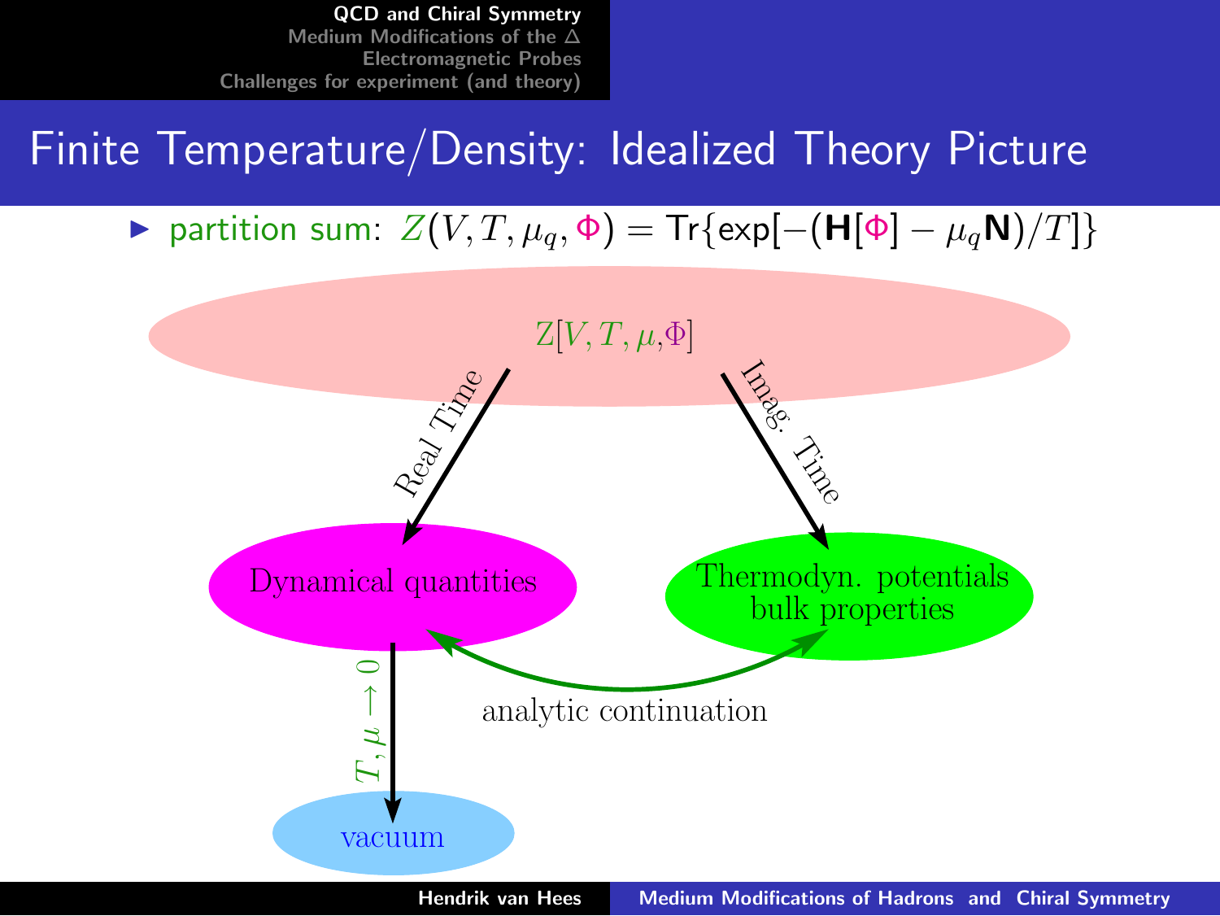# Finite Temperature/Density: Idealized Theory Picture

- partition sum: $Z(V, T, \mu_q, \Phi) = \mathrm{Tr}\{\exp[-(\mathbf{H}[\Phi] - \mu_q \mathbf{N})/T]\}$

$Z[V, T, \mu, \Phi]$

Real Time

Imag. Time

Dynamical quantities

Thermodyn. potentials
bulk properties

analytic continuation

$T, \mu \to 0$

vacuum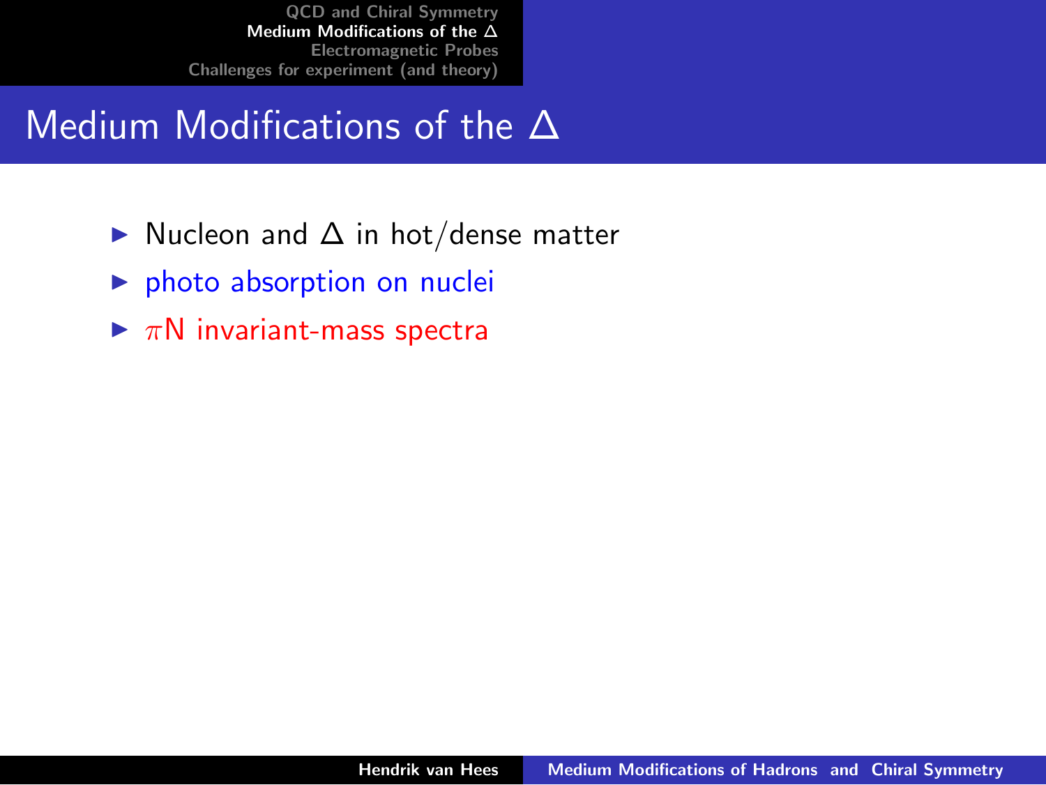# Medium Modifications of the $\Delta$

- Nucleon and $\Delta$ in hot/dense matter
- photo absorption on nuclei
- $\pi$N invariant-mass spectra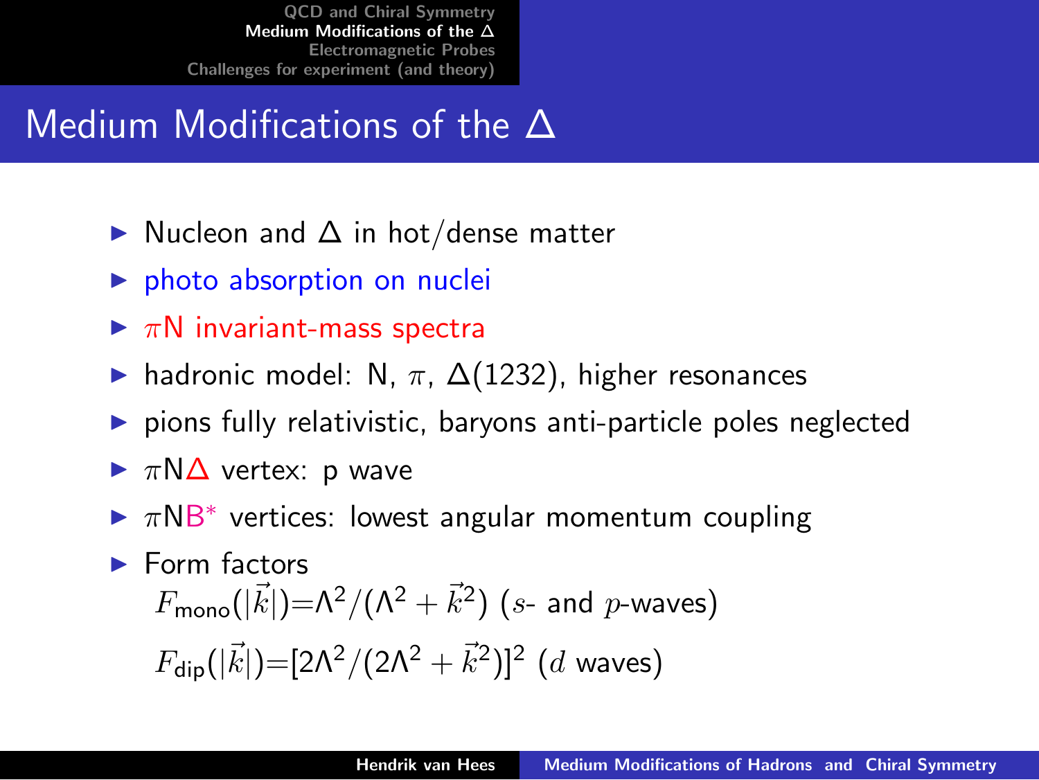# Medium Modifications of the $\Delta$

- Nucleon and $\Delta$ in hot/dense matter
- photo absorption on nuclei
- $\pi$N invariant-mass spectra
- hadronic model: N, $\pi$, $\Delta(1232)$, higher resonances
- pions fully relativistic, baryons anti-particle poles neglected
- $\pi$N$\Delta$ vertex: p wave
- $\pi$NB$^*$ vertices: lowest angular momentum coupling
- Form factors

  $F_{\text{mono}}(|\vec{k}|)=\Lambda^2/(\Lambda^2+\vec{k}^2)$ ($s$- and $p$-waves)

  $F_{\text{dip}}(|\vec{k}|)=[2\Lambda^2/(2\Lambda^2+\vec{k}^2)]^2$ ($d$ waves)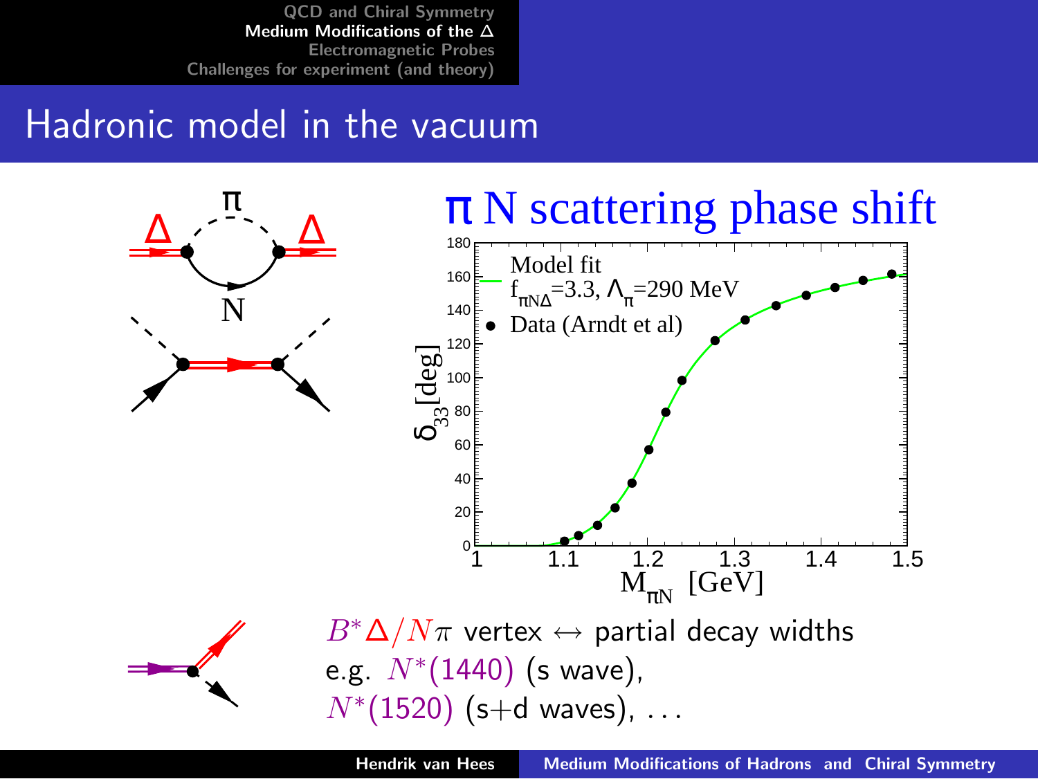# Hadronic model in the vacuum

Δ π Δ

N

## π N scattering phase shift

Model fit

$f_{\pi N\Delta}$=3.3, $\Lambda_\pi$=290 MeV

Data (Arndt et al)

$\delta_{33}$[deg]

180
160
140
120
100
80
60
40
20
0

1
1.1
1.2
1.3
1.4
1.5

$M_{\pi N}$ [GeV]

$B^* \Delta / N\pi$ vertex ↔ partial decay widths

e.g. $N^*(1440)$ (s wave),

$N^*(1520)$ (s+d waves), ...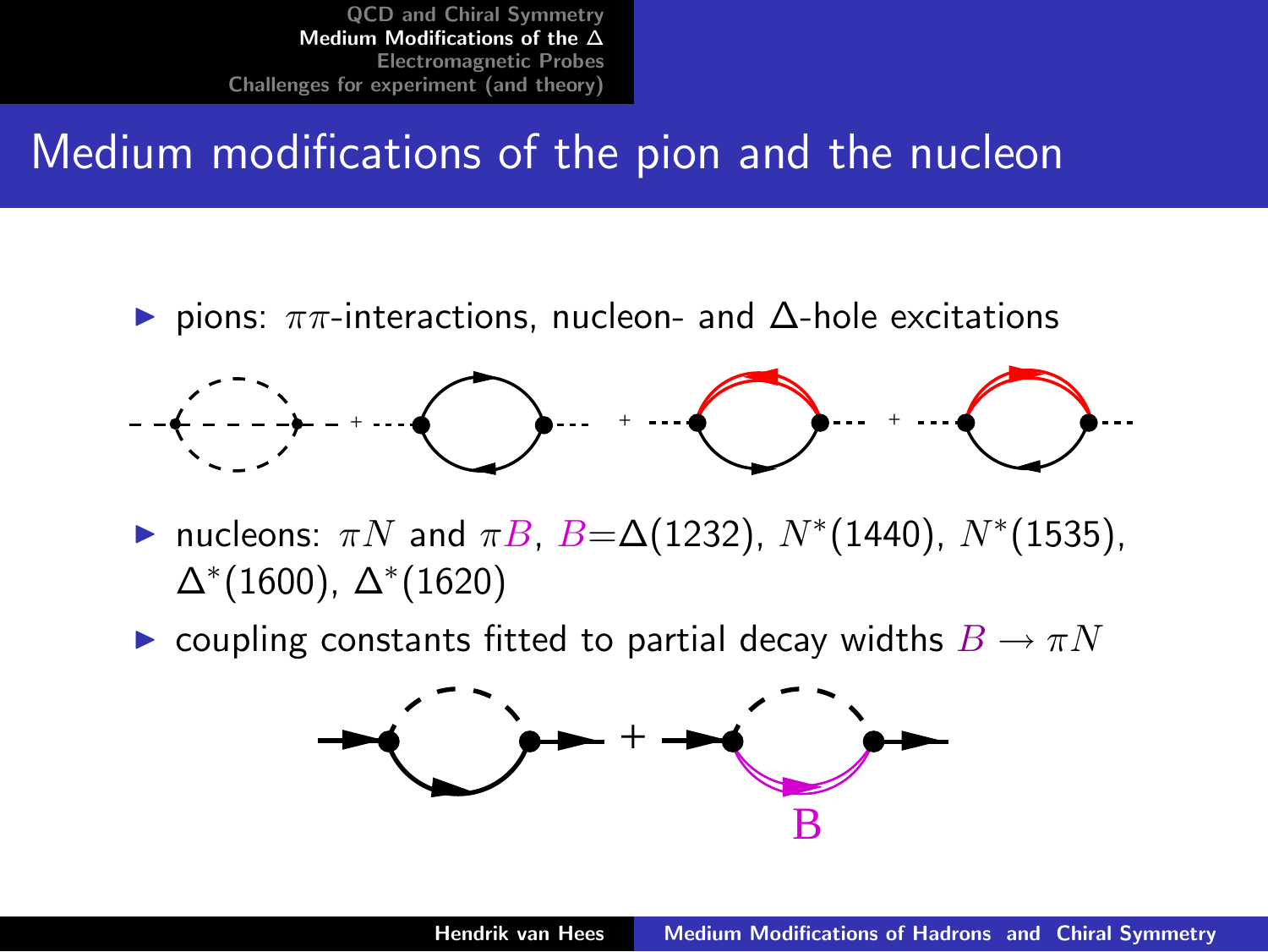# Medium modifications of the pion and the nucleon

- pions: $\pi\pi$-interactions, nucleon- and $\Delta$-hole excitations

- nucleons: $\pi N$ and $\pi B$, $B$=$\Delta$(1232), $N^*$(1440), $N^*$(1535), $\Delta^*$(1600), $\Delta^*$(1620)
- coupling constants fitted to partial decay widths $B \rightarrow \pi N$

B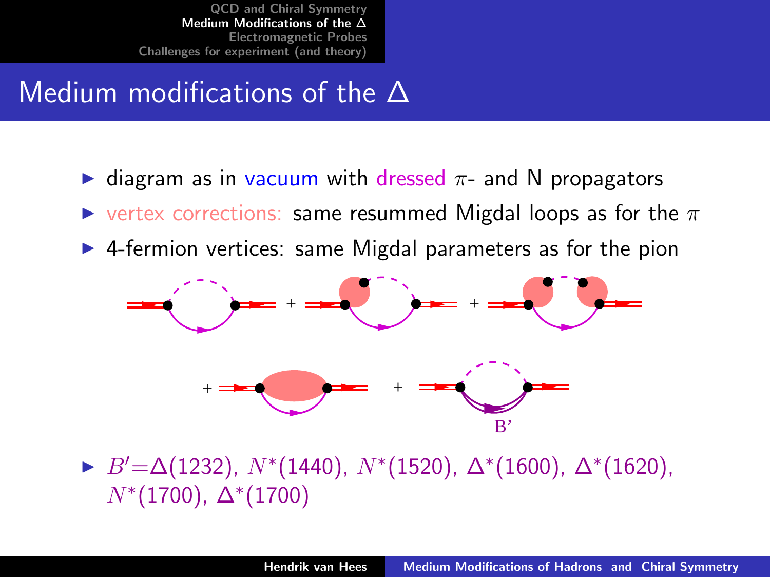# Medium modifications of the $\Delta$

- diagram as in vacuum with dressed $\pi$- and N propagators
- vertex corrections: same resummed Migdal loops as for the $\pi$
- 4-fermion vertices: same Migdal parameters as for the pion

+ + + +

B'

- $B'$=$\Delta$(1232), $N^*$(1440), $N^*$(1520), $\Delta^*$(1600), $\Delta^*$(1620), $N^*$(1700), $\Delta^*$(1700)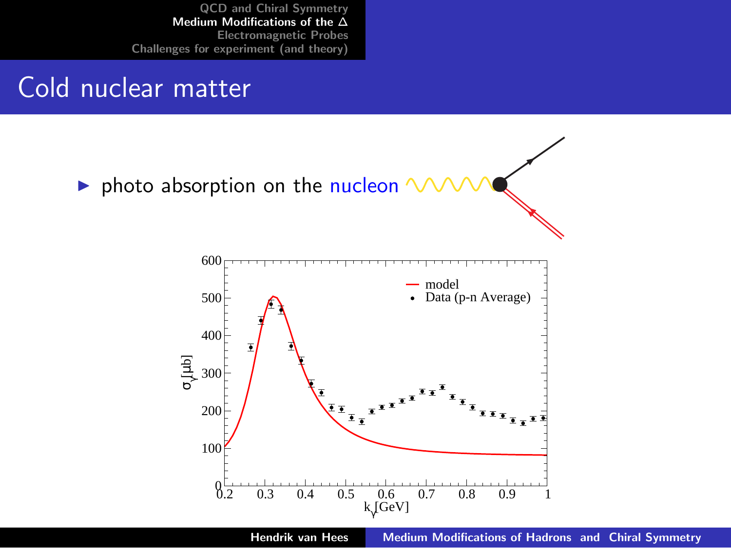# Cold nuclear matter

- photo absorption on the nucleon

600
500
400
300
200
100
0
0.2 0.3 0.4 0.5 0.6 0.7 0.8 0.9 1

$\sigma_\gamma$ [μb]

$k_\gamma$ [GeV]

model

Data (p-n Average)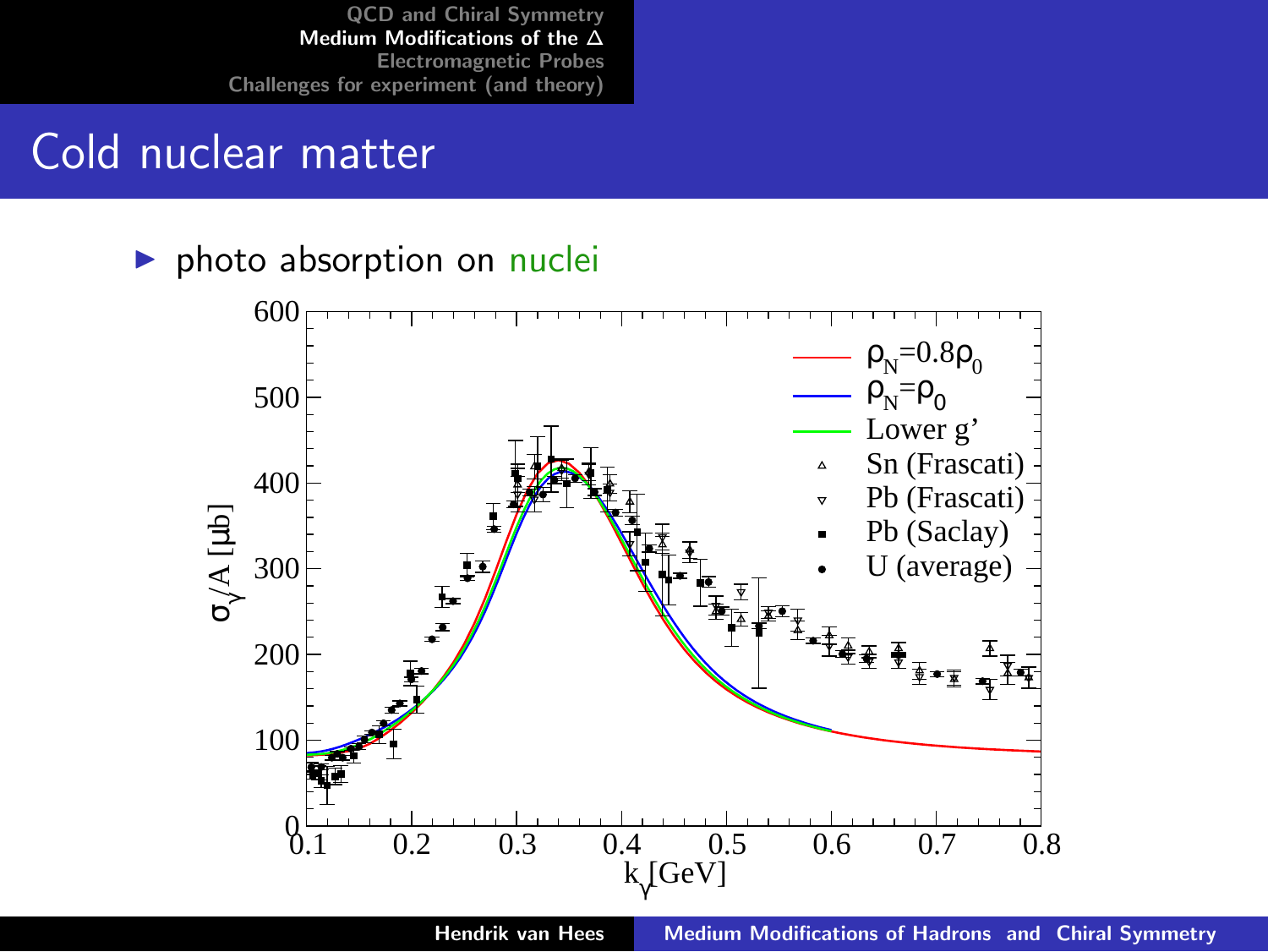# Cold nuclear matter

- photo absorption on nuclei

$\sigma_\gamma/A$ [μb]

600
500
400
300
200
100
0

0.1
0.2
0.3
0.4
0.5
0.6
0.7
0.8

$k_\gamma$ [GeV]

$\rho_N=0.8\rho_0$
$\rho_N=\rho_0$
Lower g'
Sn (Frascati)
Pb (Frascati)
Pb (Saclay)
U (average)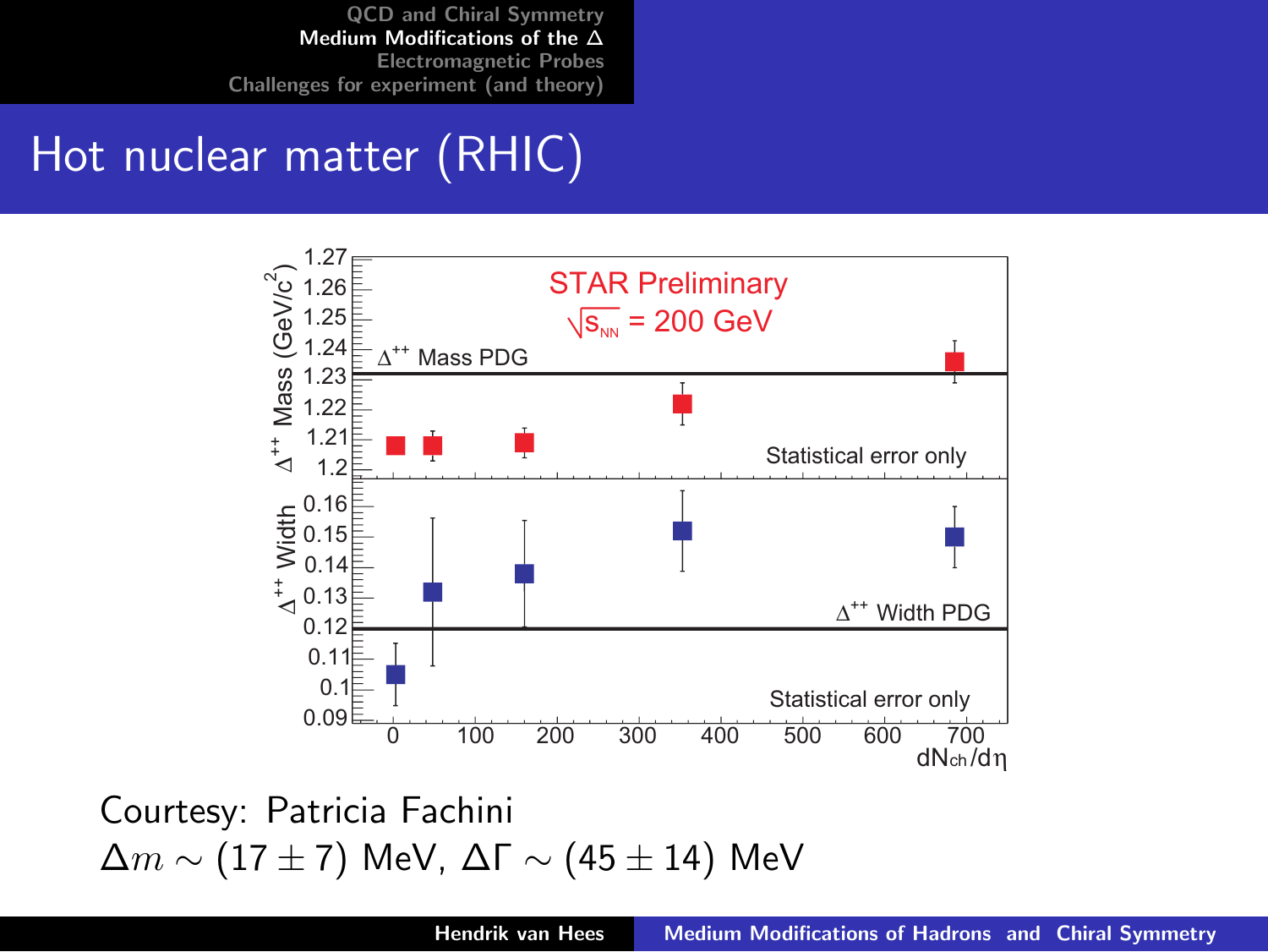# Hot nuclear matter (RHIC)

STAR Preliminary

$\sqrt{s_{NN}} = 200$ GeV

$\Delta^{++}$ Mass PDG

Statistical error only

$\Delta^{++}$ Mass (GeV/$c^2$)

1.27
1.26
1.25
1.24
1.23
1.22
1.21
1.2

$\Delta^{++}$ Width

0.16
0.15
0.14
0.13
0.12
0.11
0.1
0.09

$\Delta^{++}$ Width PDG

Statistical error only

0
100
200
300
400
500
600
700

$dN_{ch}/d\eta$

Courtesy: Patricia Fachini

$\Delta m \sim (17 \pm 7)$ MeV, $\Delta\Gamma \sim (45 \pm 14)$ MeV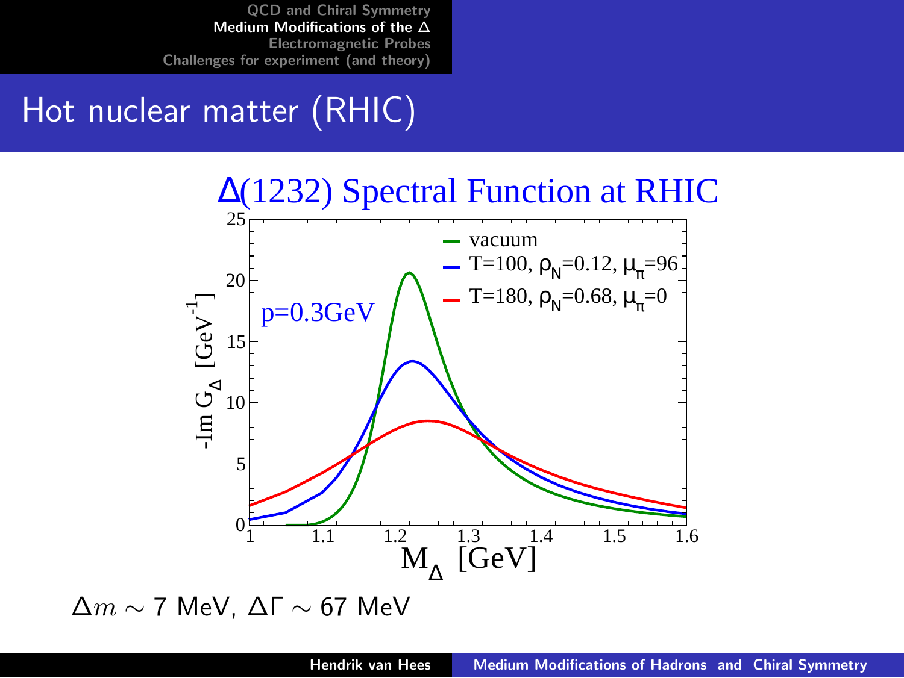# Hot nuclear matter (RHIC)

$\Delta m \sim 7$ MeV, $\Delta\Gamma \sim 67$ MeV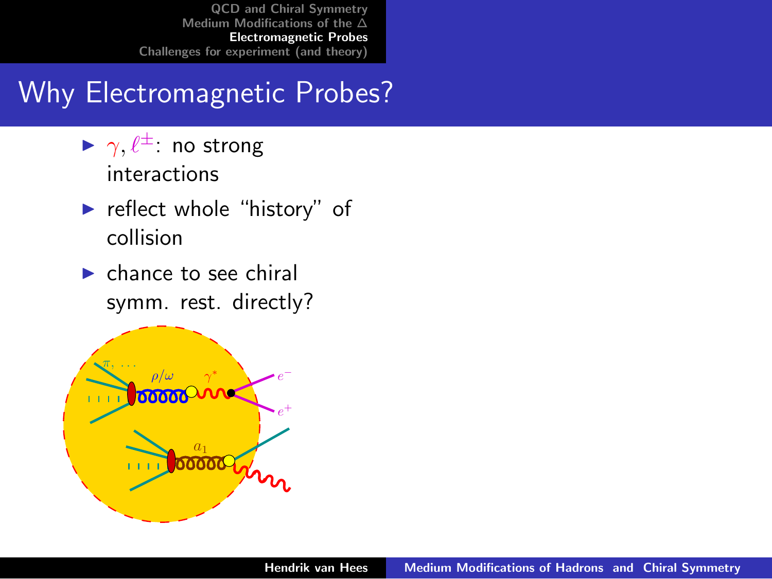# Why Electromagnetic Probes?

- $\gamma, \ell^{\pm}$: no strong interactions
- reflect whole "history" of collision
- chance to see chiral symm. rest. directly?

$\pi, \ldots$

$\rho/\omega$

$\gamma^*$

$e^-$

$e^+$

$a_1$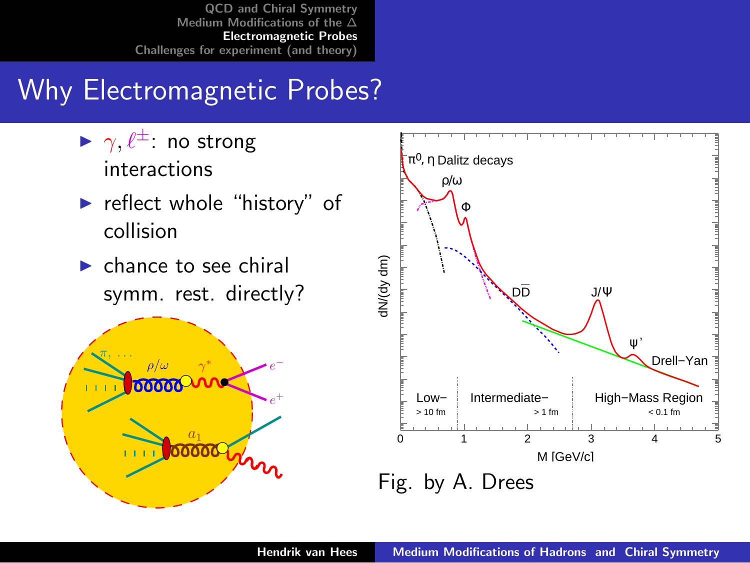# Why Electromagnetic Probes?

- $\gamma, \ell^{\pm}$: no strong interactions
- reflect whole "history" of collision
- chance to see chiral symm. rest. directly?

$\pi, \ldots$

$\rho/\omega$

$\gamma^*$

$e^-$

$e^+$

$a_1$

$\pi^0$, η Dalitz decays

ρ/ω

Φ

$D\bar{D}$

J/Ψ

Ψ'

Drell−Yan

Low− > 10 fm

Intermediate− > 1 fm

High−Mass Region < 0.1 fm

dN/(dy dm)

M [GeV/c]

0 1 2 3 4 5

Fig. by A. Drees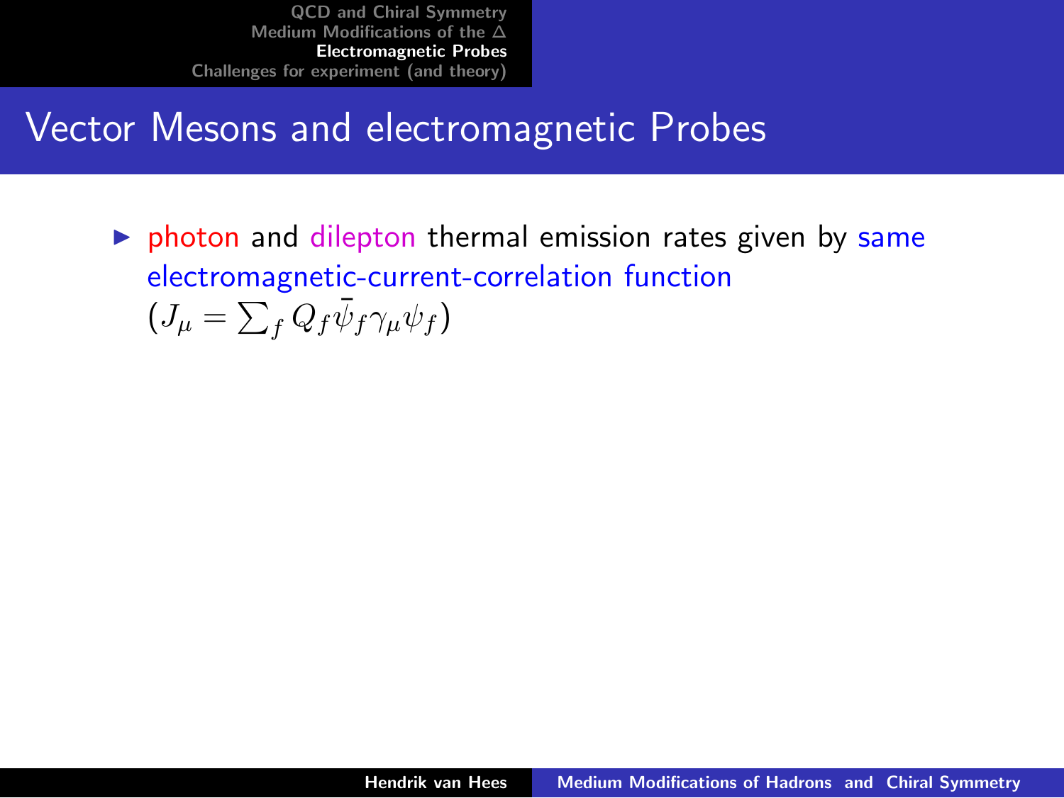# Vector Mesons and electromagnetic Probes

- photon and dilepton thermal emission rates given by same electromagnetic-current-correlation function ($J_\mu = \sum_f Q_f \bar{\psi}_f \gamma_\mu \psi_f$)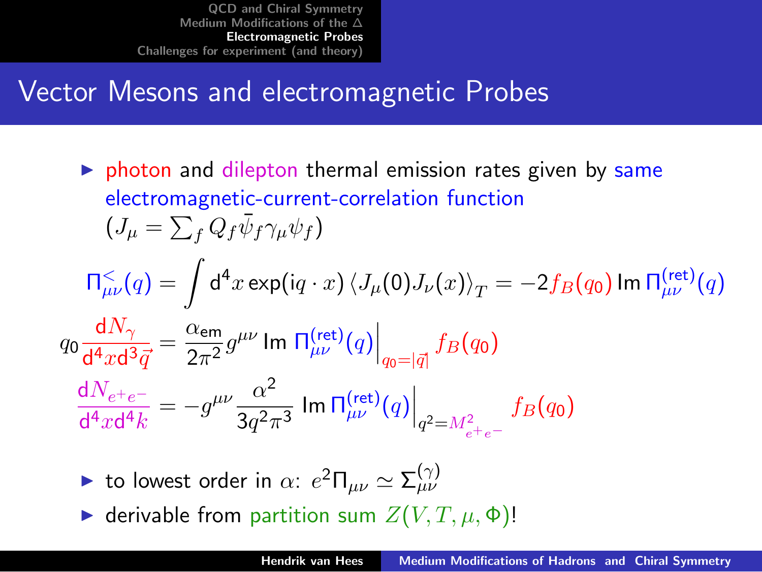# Vector Mesons and electromagnetic Probes

- photon and dilepton thermal emission rates given by same electromagnetic-current-correlation function ($J_\mu = \sum_f Q_f \bar{\psi}_f \gamma_\mu \psi_f$)

$$\Pi^{<}_{\mu\nu}(q) = \int \mathrm{d}^4 x \exp(\mathrm{i} q \cdot x) \left\langle J_\mu(0) J_\nu(x) \right\rangle_T = -2 f_B(q_0) \operatorname{Im} \Pi^{(\mathrm{ret})}_{\mu\nu}(q)$$

$$q_0 \frac{\mathrm{d}N_\gamma}{\mathrm{d}^4 x \mathrm{d}^3 \vec{q}} = \frac{\alpha_{\mathrm{em}}}{2\pi^2} g^{\mu\nu} \operatorname{Im} \Pi^{(\mathrm{ret})}_{\mu\nu}(q) \Big|_{q_0 = |\vec{q}|} f_B(q_0)$$

$$\frac{\mathrm{d}N_{e^+ e^-}}{\mathrm{d}^4 x \mathrm{d}^4 k} = -g^{\mu\nu} \frac{\alpha^2}{3 q^2 \pi^3} \operatorname{Im} \Pi^{(\mathrm{ret})}_{\mu\nu}(q) \Big|_{q^2 = M^2_{e^+ e^-}} f_B(q_0)$$

- to lowest order in $\alpha$: $e^2 \Pi_{\mu\nu} \simeq \Sigma^{(\gamma)}_{\mu\nu}$
- derivable from partition sum $Z(V, T, \mu, \Phi)$!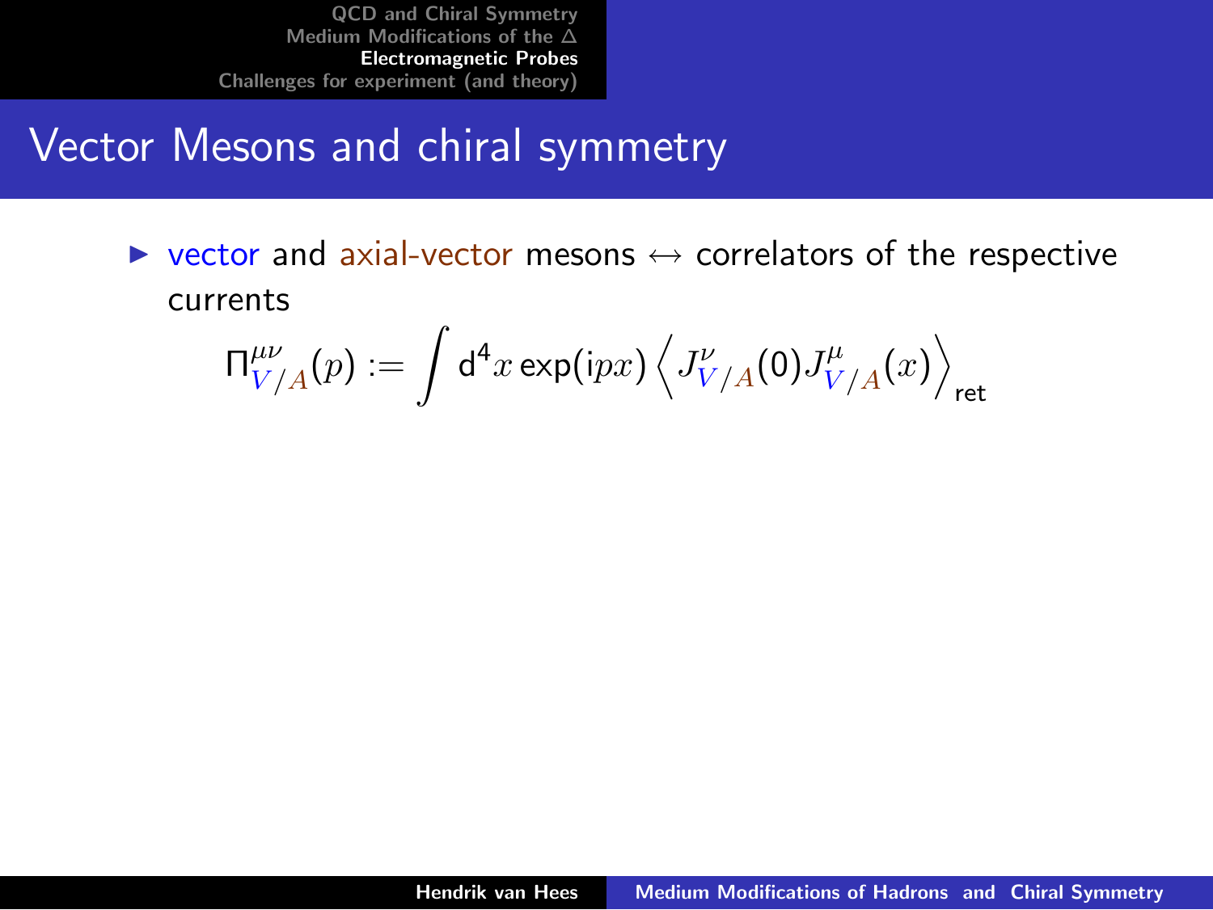# Vector Mesons and chiral symmetry

- vector and axial-vector mesons ↔ correlators of the respective currents

$$\Pi^{\mu\nu}_{V/A}(p) := \int \mathrm{d}^4 x \exp(\mathrm{i}px) \left\langle J^{\nu}_{V/A}(0) J^{\mu}_{V/A}(x) \right\rangle_{\text{ret}}$$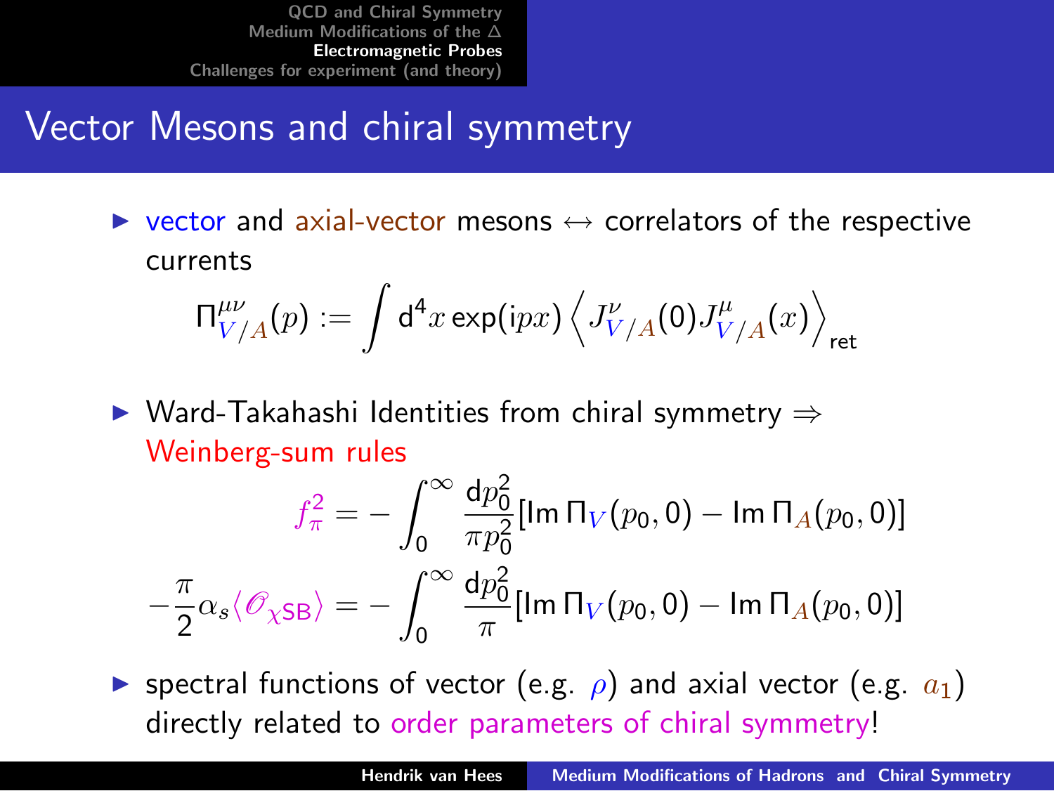# Vector Mesons and chiral symmetry

- vector and axial-vector mesons ↔ correlators of the respective currents

$$\Pi^{\mu\nu}_{V/A}(p) := \int \mathrm{d}^4 x \exp(\mathrm{i}px) \left\langle J^{\nu}_{V/A}(0) J^{\mu}_{V/A}(x) \right\rangle_{\text{ret}}$$

- Ward-Takahashi Identities from chiral symmetry ⇒ Weinberg-sum rules

$$f_\pi^2 = -\int_0^\infty \frac{\mathrm{d}p_0^2}{\pi p_0^2} [\mathrm{Im}\, \Pi_V(p_0, 0) - \mathrm{Im}\, \Pi_A(p_0, 0)]$$

$$-\frac{\pi}{2} \alpha_s \langle \mathscr{O}_{\chi\mathrm{SB}} \rangle = -\int_0^\infty \frac{\mathrm{d}p_0^2}{\pi} [\mathrm{Im}\, \Pi_V(p_0, 0) - \mathrm{Im}\, \Pi_A(p_0, 0)]$$

- spectral functions of vector (e.g. $\rho$) and axial vector (e.g. $a_1$) directly related to order parameters of chiral symmetry!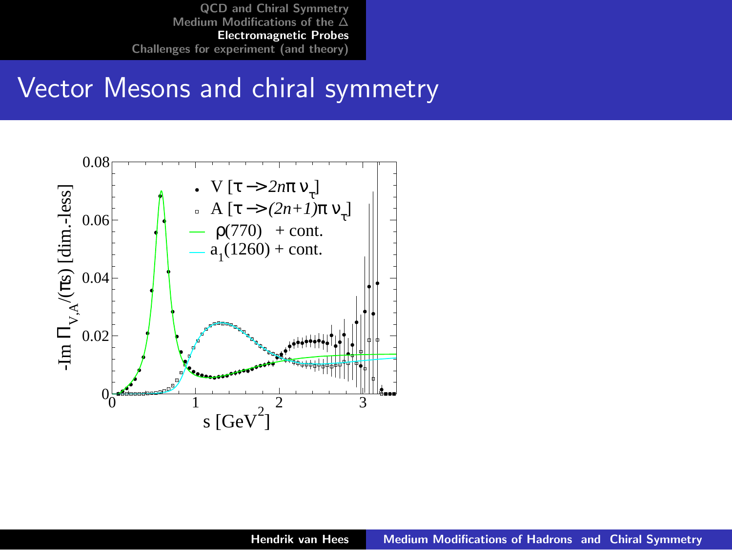# Vector Mesons and chiral symmetry

0.08
0.06
0.04
0.02
0
0
1
2
3

$-\text{Im}\,\Pi_{V,A}/(\pi s)$ [dim.-less]

s [$\text{GeV}^2$]

V [$\tau \to 2n\pi\,\nu_\tau$]

A [$\tau \to (2n+1)\pi\,\nu_\tau$]

$\rho(770)$ + cont.

$a_1(1260)$ + cont.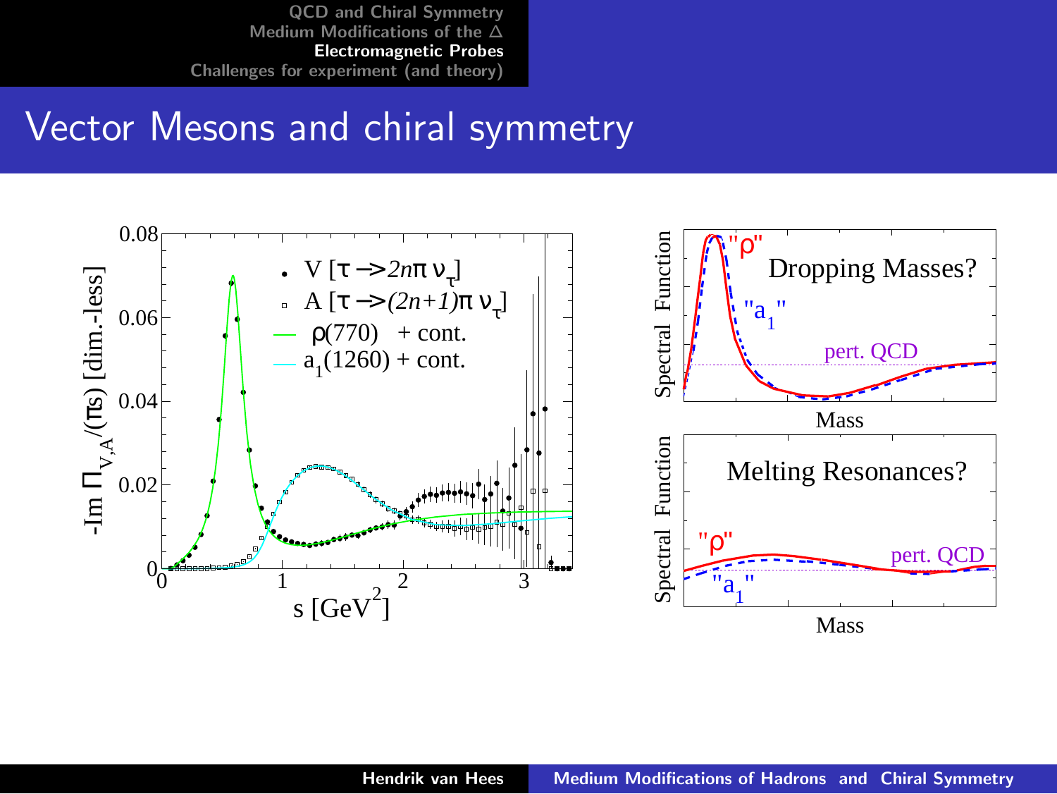# Vector Mesons and chiral symmetry

-Im $\Pi_{V,A}/(\pi s)$ [dim.-less]

0.08
0.06
0.04
0.02
0

0
1
2
3

s [GeV$^2$]

V [$\tau \to 2n\pi\, \nu_\tau$]
A [$\tau \to (2n+1)\pi\, \nu_\tau$]
$\rho$(770) + cont.
$a_1$(1260) + cont.

Spectral Function

"$\rho$"
"$a_1$"
Dropping Masses?
pert. QCD
Mass

Spectral Function

Melting Resonances?
"$\rho$"
"$a_1$"
pert. QCD
Mass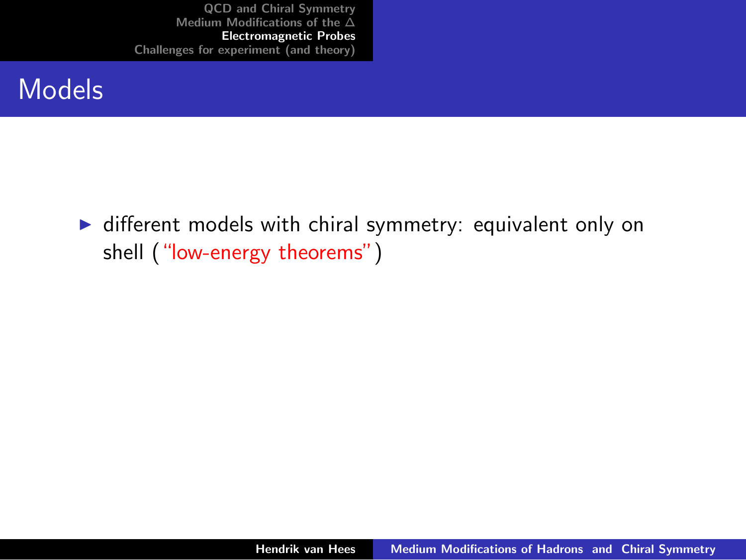# Models

- different models with chiral symmetry: equivalent only on shell ("low-energy theorems")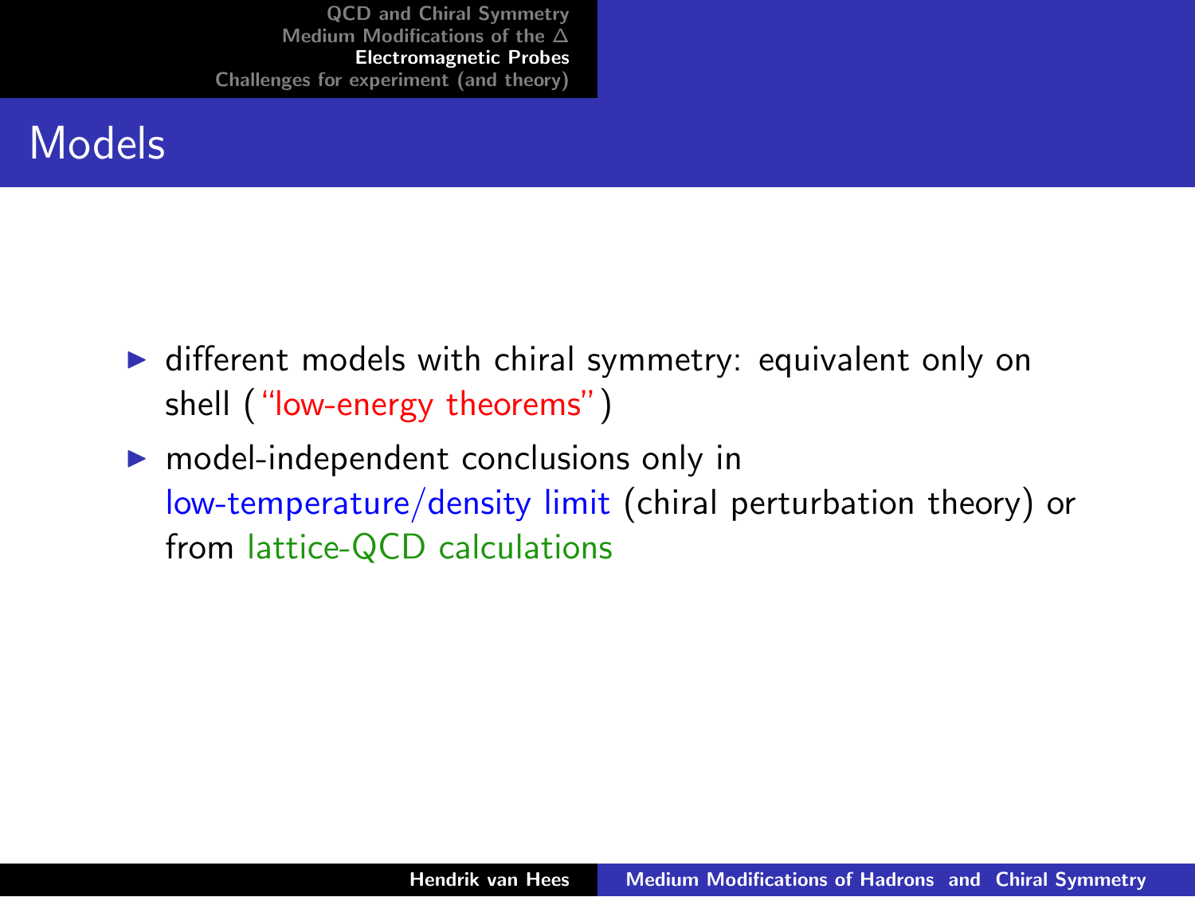# Models

- different models with chiral symmetry: equivalent only on shell ("low-energy theorems")
- model-independent conclusions only in low-temperature/density limit (chiral perturbation theory) or from lattice-QCD calculations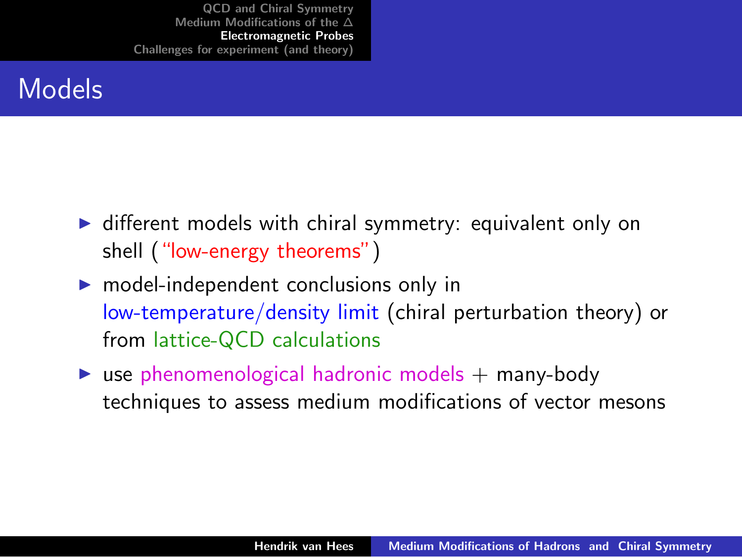# Models

- different models with chiral symmetry: equivalent only on shell ("low-energy theorems")
- model-independent conclusions only in low-temperature/density limit (chiral perturbation theory) or from lattice-QCD calculations
- use phenomenological hadronic models + many-body techniques to assess medium modifications of vector mesons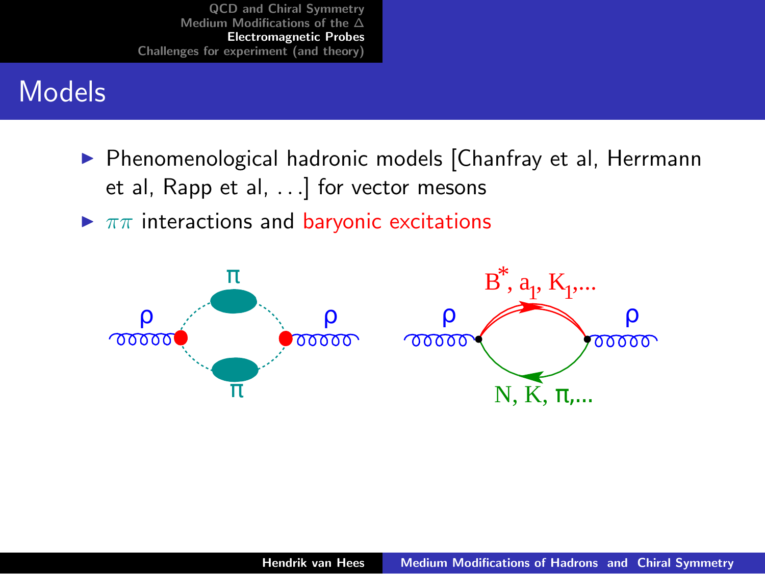# Models

- Phenomenological hadronic models [Chanfray et al, Herrmann et al, Rapp et al, . . .] for vector mesons
- $\pi\pi$ interactions and baryonic excitations

π

ρ

ρ

π

$B^*$, $a_1$, $K_1$,...

ρ

ρ

N, K, π,...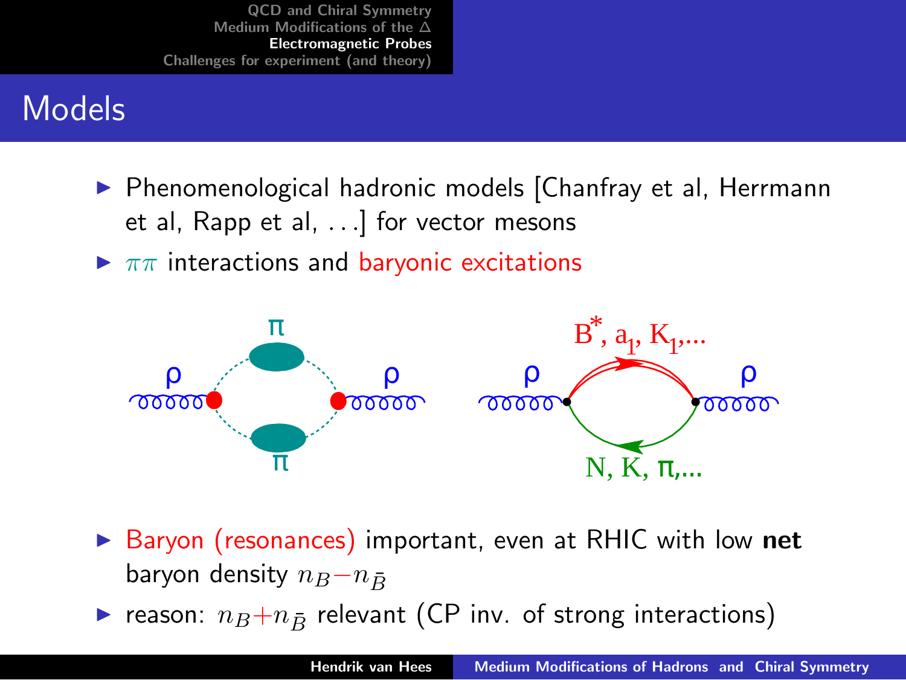# Models

- Phenomenological hadronic models [Chanfray et al, Herrmann et al, Rapp et al, ...] for vector mesons
- $\pi\pi$ interactions and baryonic excitations

π

ρ

ρ

π

$B^*$, $a_1$, $K_1$,...

ρ

ρ

N, K, π,...

- Baryon (resonances) important, even at RHIC with low **net** baryon density $n_B - n_{\bar{B}}$
- reason: $n_B + n_{\bar{B}}$ relevant (CP inv. of strong interactions)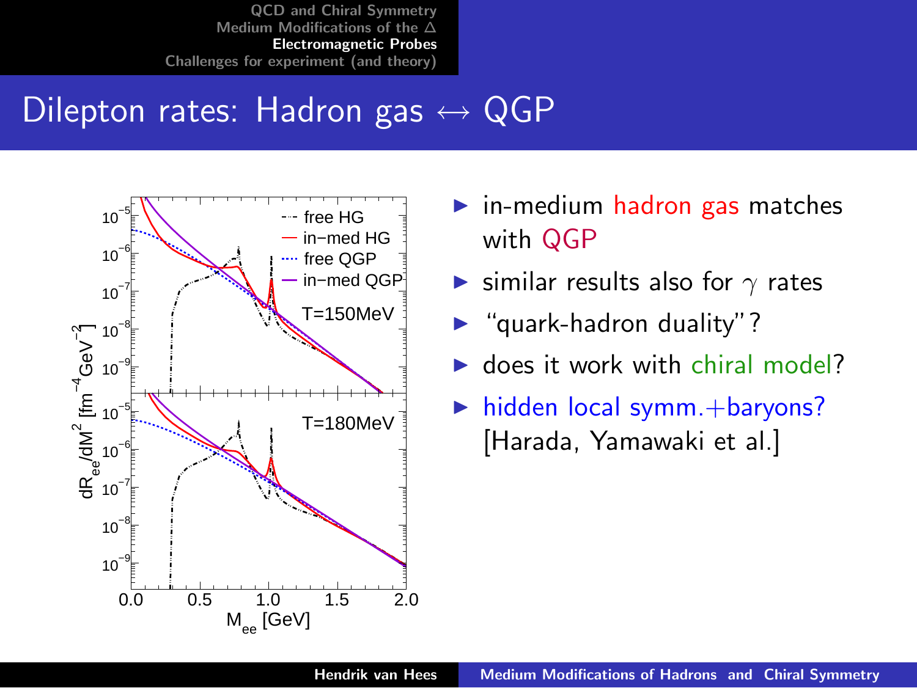# Dilepton rates: Hadron gas $\leftrightarrow$ QGP

free HG
in−med HG
free QGP
in−med QGP
T=150MeV
T=180MeV
$dR_{ee}/dM^2$ [fm$^{-4}$GeV$^{-2}$]
$10^{-5}$
$10^{-6}$
$10^{-7}$
$10^{-8}$
$10^{-9}$
0.0
0.5
1.0
1.5
2.0
$M_{ee}$ [GeV]

- in-medium hadron gas matches with QGP
- similar results also for $\gamma$ rates
- "quark-hadron duality"?
- does it work with chiral model?
- hidden local symm.+baryons? [Harada, Yamawaki et al.]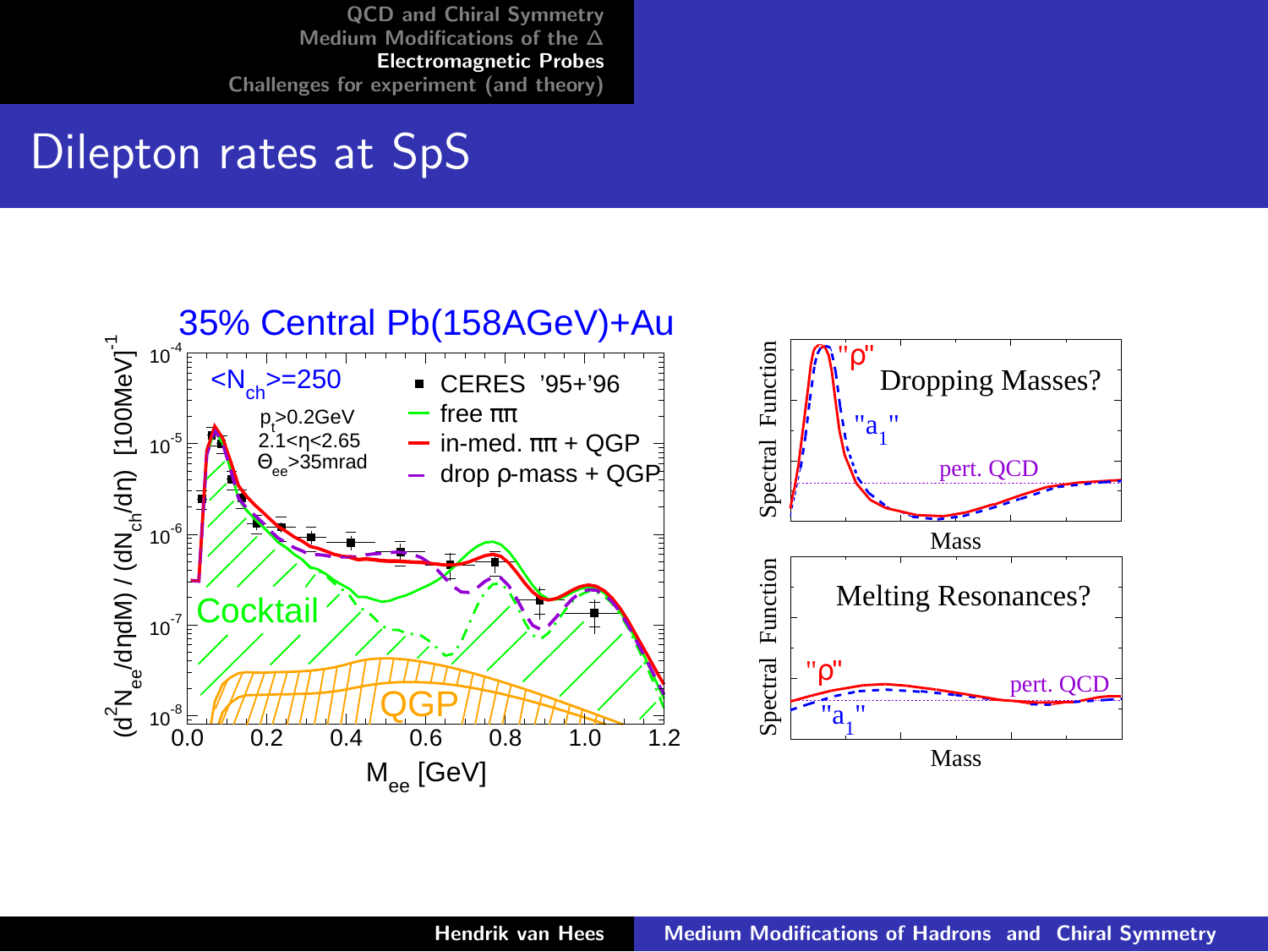# Dilepton rates at SpS

35% Central Pb(158AGeV)+Au

$\langle N_{ch} \rangle = 250$

$p_t > 0.2$GeV
$2.1 < \eta < 2.65$
$\Theta_{ee} > 35$mrad

CERES '95+'96
free ππ
in-med. ππ + QGP
drop ρ-mass + QGP

Cocktail
QGP

$(d^2N_{ee}/d\eta dM) / (dN_{ch}/d\eta)$ [100MeV]$^{-1}$

$10^{-4}$
$10^{-5}$
$10^{-6}$
$10^{-7}$
$10^{-8}$

0.0 0.2 0.4 0.6 0.8 1.0 1.2

$M_{ee}$ [GeV]

Spectral Function
"ρ"
"$a_1$"
Dropping Masses?
pert. QCD
Mass

Spectral Function
Melting Resonances?
"ρ"
"$a_1$"
pert. QCD
Mass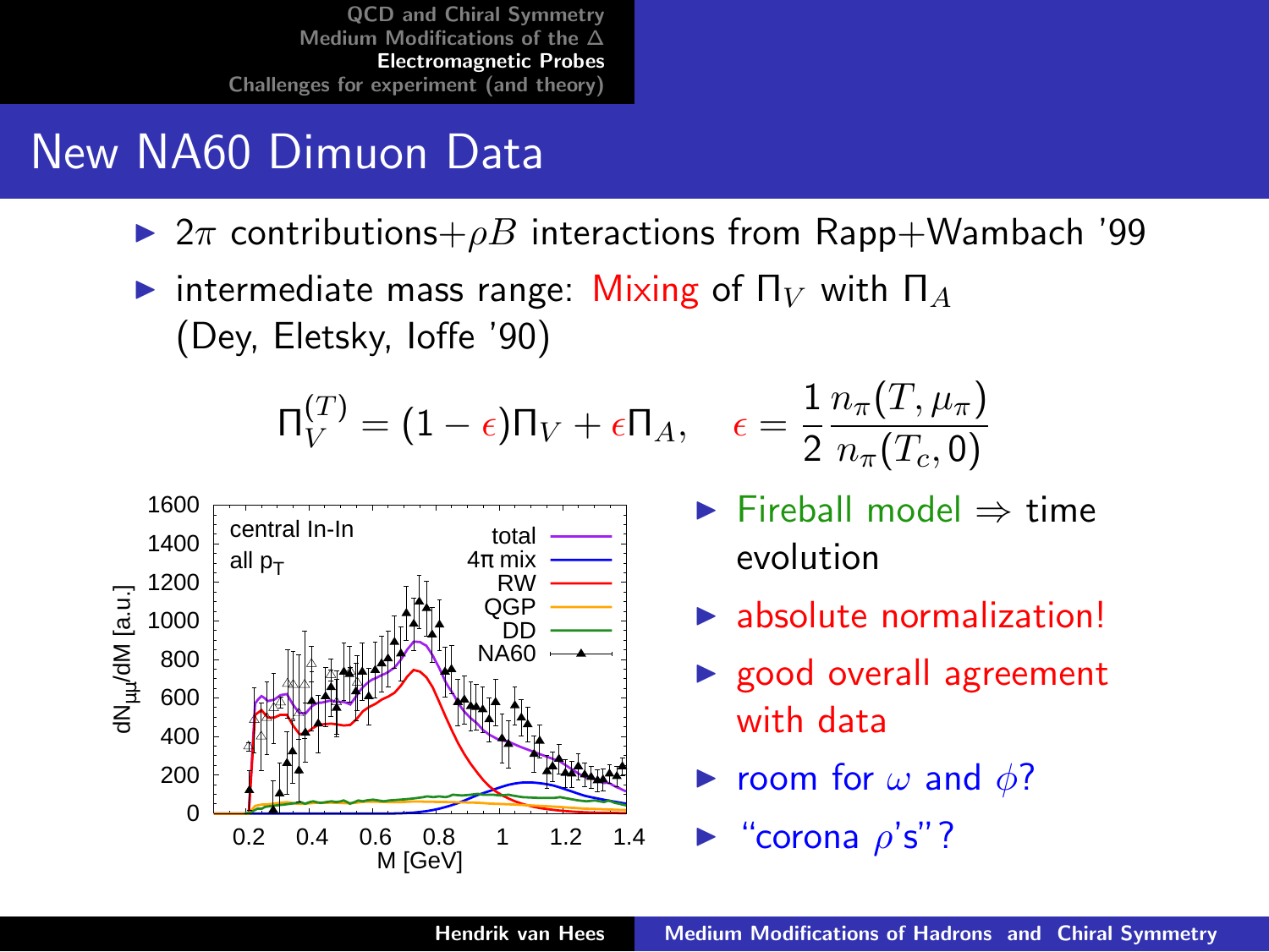# New NA60 Dimuon Data

- $2\pi$ contributions+$\rho B$ interactions from Rapp+Wambach '99
- intermediate mass range: Mixing of $\Pi_V$ with $\Pi_A$ (Dey, Eletsky, Ioffe '90)

$$\Pi_V^{(T)} = (1-\epsilon)\Pi_V + \epsilon \Pi_A, \quad \epsilon = \frac{1}{2}\frac{n_\pi(T,\mu_\pi)}{n_\pi(T_c,0)}$$

central In-In
all $p_T$
total
4π mix
RW
QGP
DD
NA60
$dN_{\mu\mu}/dM$ [a.u.]
0
200
400
600
800
1000
1200
1400
1600
0.2
0.4
0.6
0.8
1
1.2
1.4
M [GeV]

- Fireball model ⇒ time evolution
- absolute normalization!
- good overall agreement with data
- room for $\omega$ and $\phi$?
- "corona $\rho$'s"?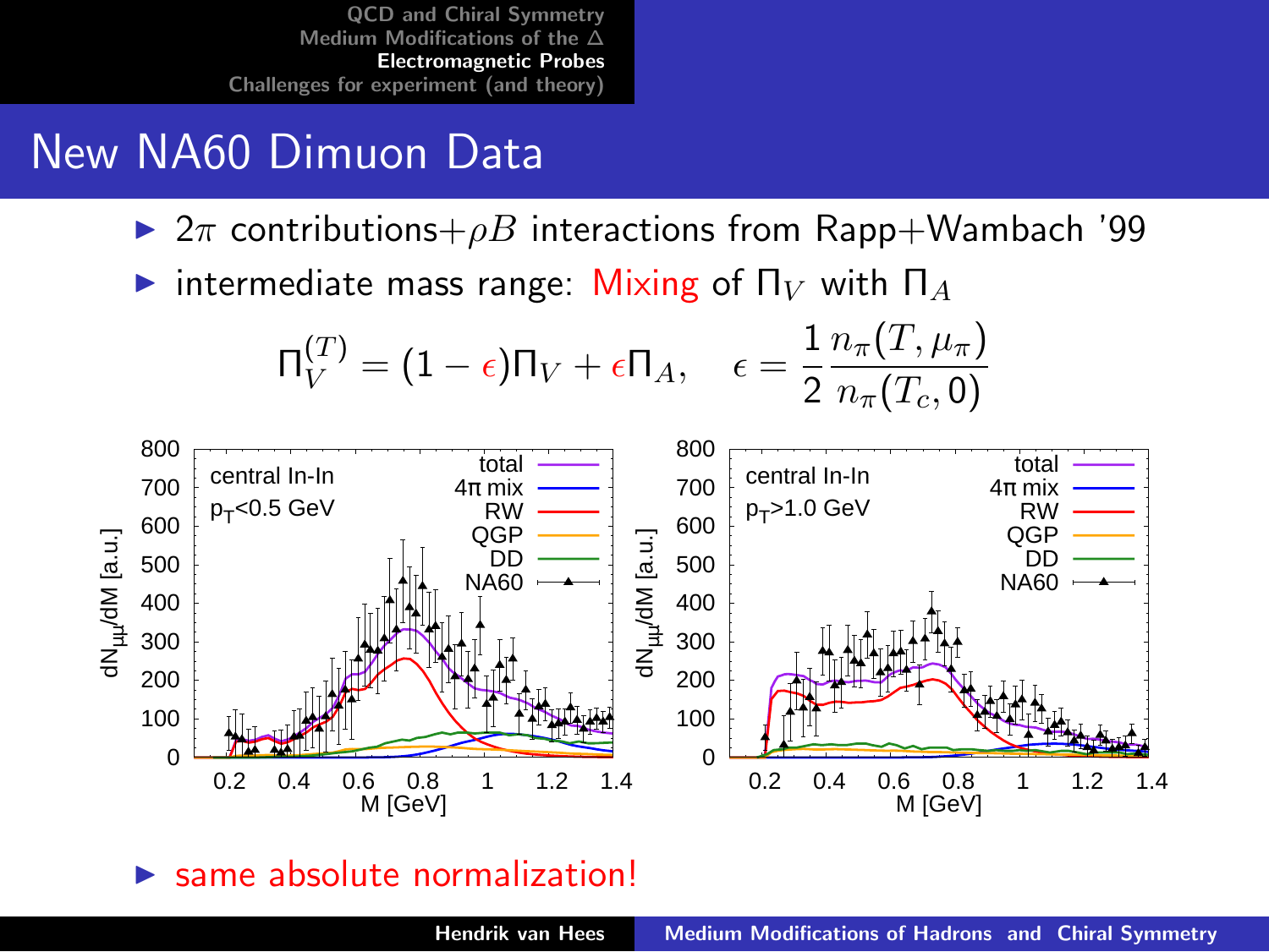# New NA60 Dimuon Data

- $2\pi$ contributions$+\rho B$ interactions from Rapp+Wambach '99
- intermediate mass range: Mixing of $\Pi_V$ with $\Pi_A$

$$\Pi_V^{(T)} = (1-\epsilon)\Pi_V + \epsilon \Pi_A, \quad \epsilon = \frac{1}{2}\frac{n_\pi(T,\mu_\pi)}{n_\pi(T_c,0)}$$

central In-In
$p_T$<0.5 GeV
total
4π mix
RW
QGP
DD
NA60
$dN_{\mu\mu}/dM$ [a.u.]
0 100 200 300 400 500 600 700 800
0.2 0.4 0.6 0.8 1 1.2 1.4
M [GeV]

central In-In
$p_T$>1.0 GeV
total
4π mix
RW
QGP
DD
NA60
$dN_{\mu\mu}/dM$ [a.u.]
0 100 200 300 400 500 600 700 800
0.2 0.4 0.6 0.8 1 1.2 1.4
M [GeV]

- same absolute normalization!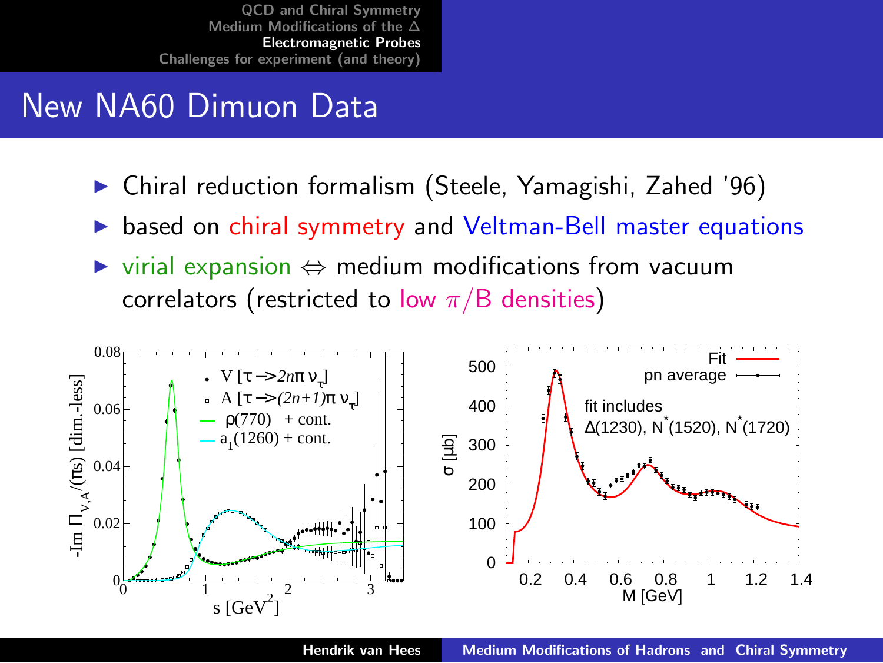# New NA60 Dimuon Data

- Chiral reduction formalism (Steele, Yamagishi, Zahed '96)
- based on chiral symmetry and Veltman-Bell master equations
- virial expansion $\Leftrightarrow$ medium modifications from vacuum correlators (restricted to low $\pi$/B densities)

0.08
0.06
0.04
0.02
0
0
1
2
3
$-\mathrm{Im}\,\Pi_{V,A}/(\pi s)$ [dim.-less]
$s$ [GeV$^2$]
V [$\tau \to 2n\pi\,\nu_\tau$]
A [$\tau \to (2n+1)\pi\,\nu_\tau$]
$\rho(770)$ + cont.
$a_1(1260)$ + cont.

500
400
300
200
100
0
0.2
0.4
0.6
0.8
1
1.2
1.4
σ [μb]
M [GeV]
Fit
pn average
fit includes
Δ(1230), N*(1520), N*(1720)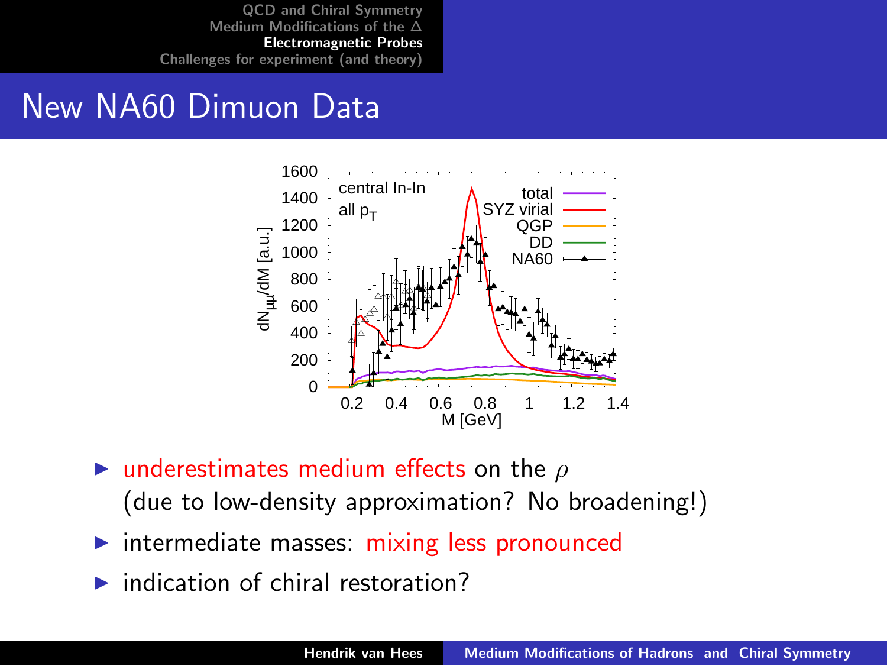# New NA60 Dimuon Data

central In-In
all $p_T$

total
SYZ virial
QGP
DD
NA60

$dN_{\mu\mu}/dM$ [a.u.]

1600
1400
1200
1000
800
600
400
200
0

0.2 0.4 0.6 0.8 1 1.2 1.4

M [GeV]

- underestimates medium effects on the $\rho$
  (due to low-density approximation? No broadening!)
- intermediate masses: mixing less pronounced
- indication of chiral restoration?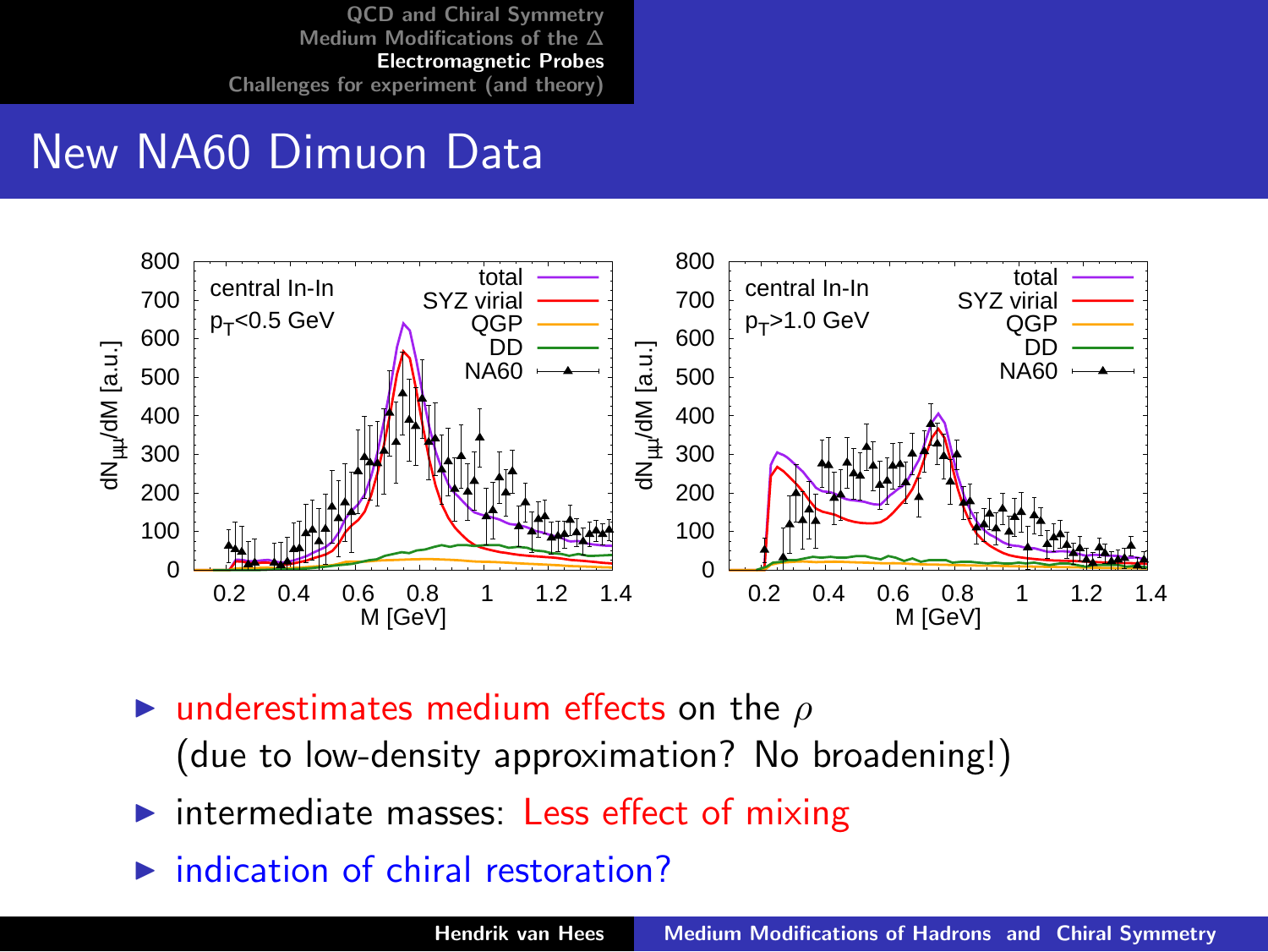# New NA60 Dimuon Data

central In-In
$p_T$<0.5 GeV

total
SYZ virial
QGP
DD
NA60

$dN_{\mu\mu}/dM$ [a.u.]

800
700
600
500
400
300
200
100
0

0.2 0.4 0.6 0.8 1 1.2 1.4
M [GeV]

central In-In
$p_T$>1.0 GeV

total
SYZ virial
QGP
DD
NA60

$dN_{\mu\mu}/dM$ [a.u.]

800
700
600
500
400
300
200
100
0

0.2 0.4 0.6 0.8 1 1.2 1.4
M [GeV]

- underestimates medium effects on the $\rho$
  (due to low-density approximation? No broadening!)
- intermediate masses: Less effect of mixing
- indication of chiral restoration?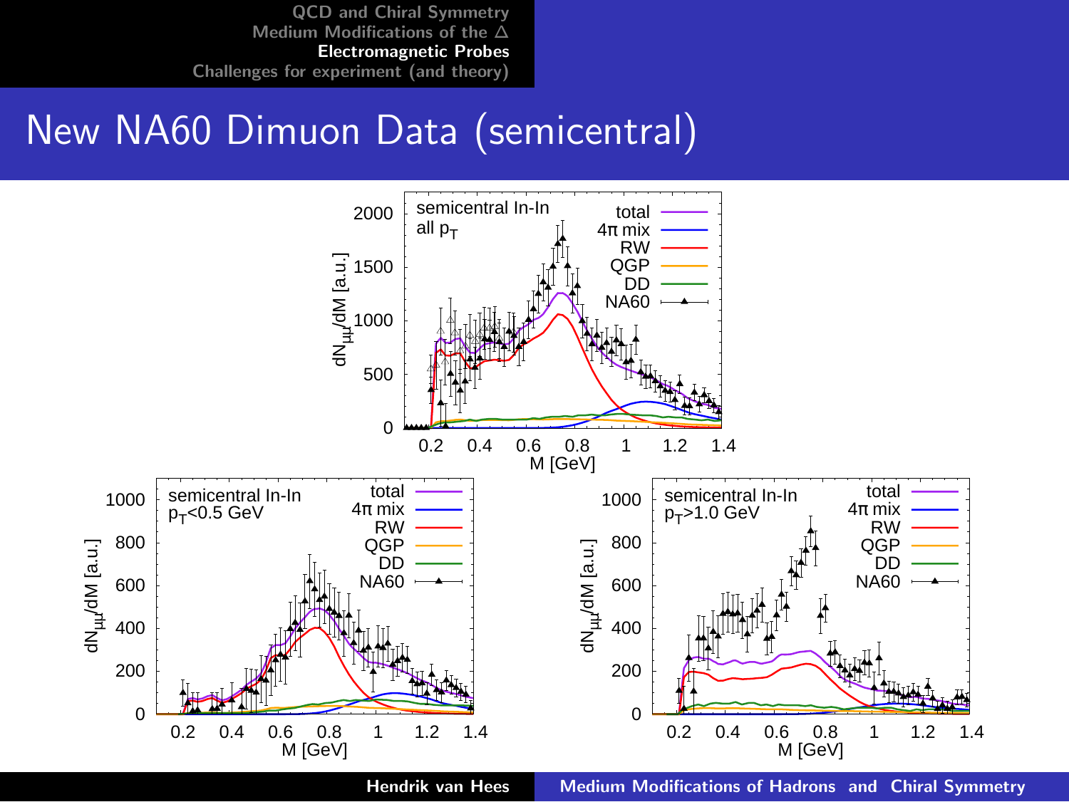# New NA60 Dimuon Data (semicentral)

semicentral In-In
all $p_T$

total
4π mix
RW
QGP
DD
NA60

$dN_{\mu\mu}/dM$ [a.u.]

M [GeV]

semicentral In-In
$p_T$<0.5 GeV

total
4π mix
RW
QGP
DD
NA60

$dN_{\mu\mu}/dM$ [a.u.]

M [GeV]

semicentral In-In
$p_T$>1.0 GeV

total
4π mix
RW
QGP
DD
NA60

$dN_{\mu\mu}/dM$ [a.u.]

M [GeV]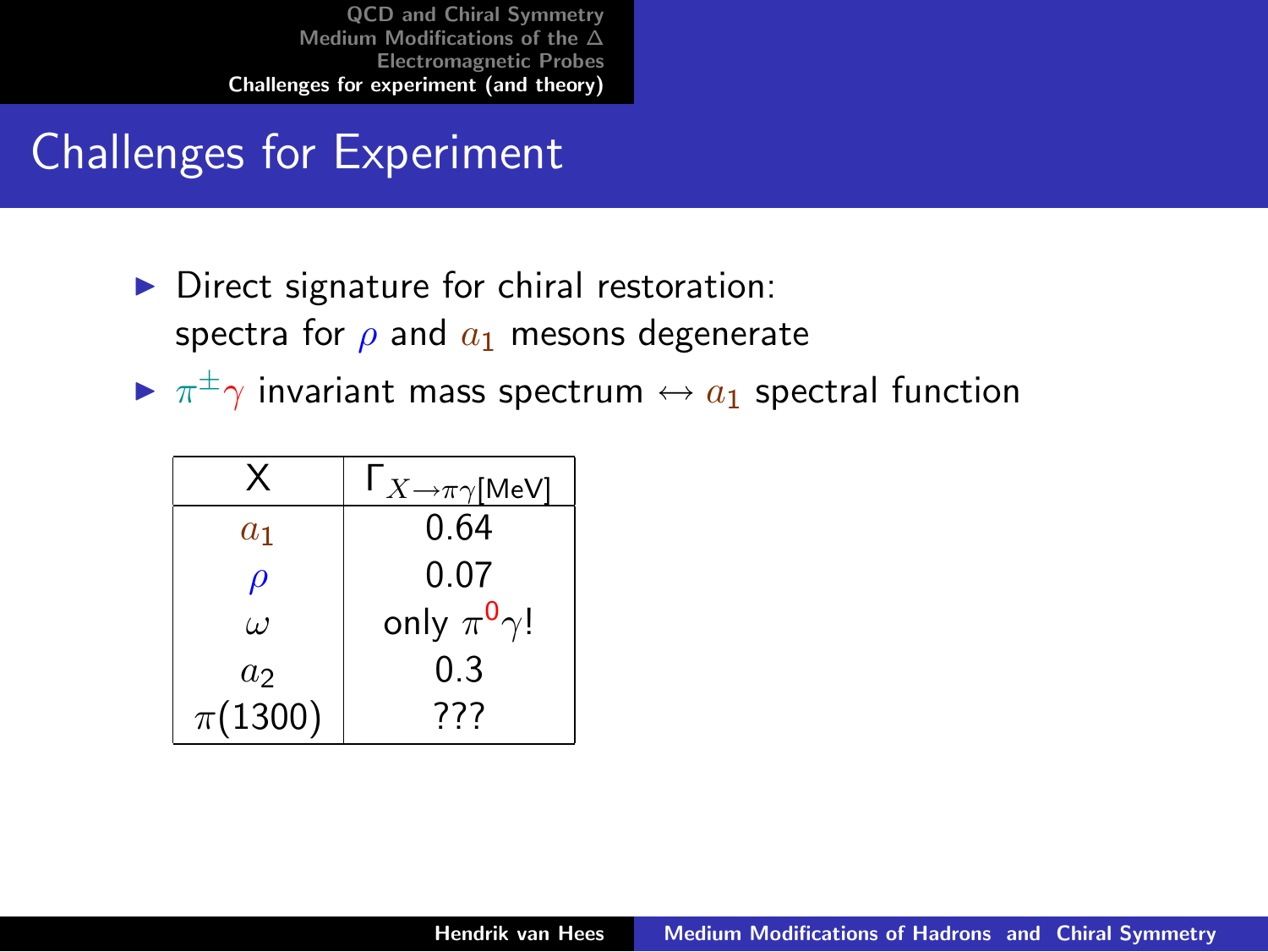# Challenges for Experiment

- Direct signature for chiral restoration: spectra for $\rho$ and $a_1$ mesons degenerate
- $\pi^{\pm}\gamma$ invariant mass spectrum $\leftrightarrow$ $a_1$ spectral function

| X | $\Gamma_{X \rightarrow \pi\gamma}$[MeV] |
|---|---|
| $a_1$ | 0.64 |
| $\rho$ | 0.07 |
| $\omega$ | only $\pi^0\gamma$! |
| $a_2$ | 0.3 |
| $\pi(1300)$ | ??? |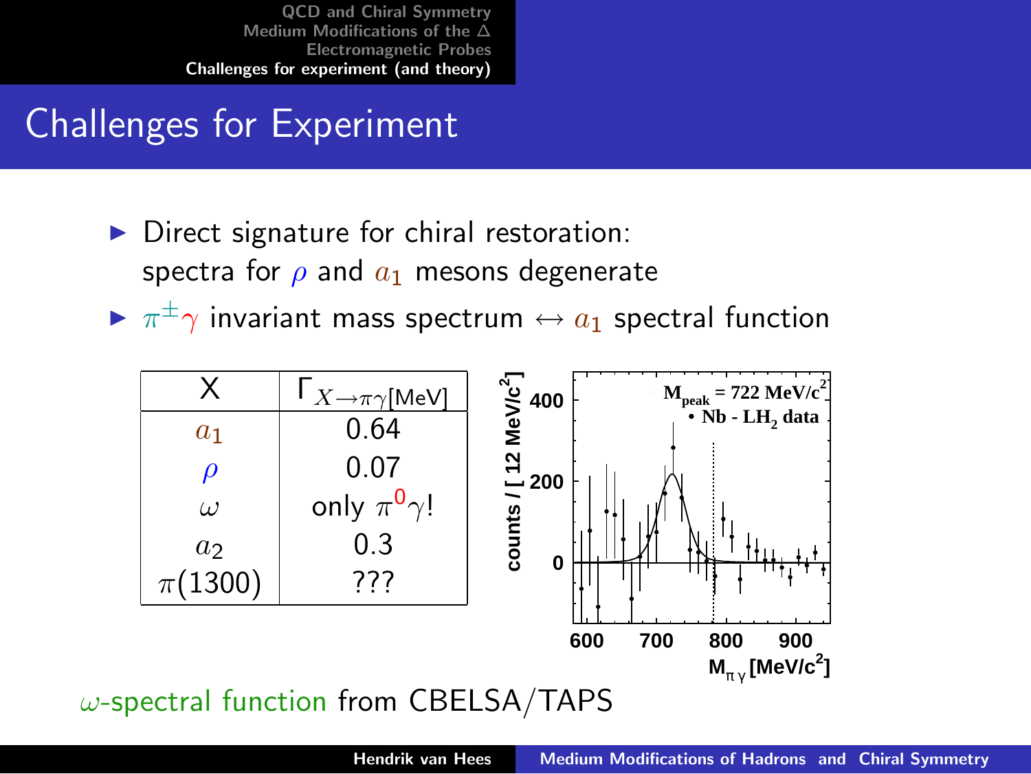# Challenges for Experiment

- Direct signature for chiral restoration: spectra for $\rho$ and $a_1$ mesons degenerate
- $\pi^{\pm}\gamma$ invariant mass spectrum $\leftrightarrow$ $a_1$ spectral function

| X | $\Gamma_{X \to \pi\gamma}$[MeV] |
|---|---|
| $a_1$ | 0.64 |
| $\rho$ | 0.07 |
| $\omega$ | only $\pi^0\gamma$! |
| $a_2$ | 0.3 |
| $\pi(1300)$ | ??? |

$M_{peak}$ = 722 MeV/$c^2$
• Nb - $LH_2$ data
counts / [ 12 MeV/$c^2$]
400
200
0
600
700
800
900
$M_{\pi\gamma}$ [MeV/$c^2$]

$\omega$-spectral function from CBELSA/TAPS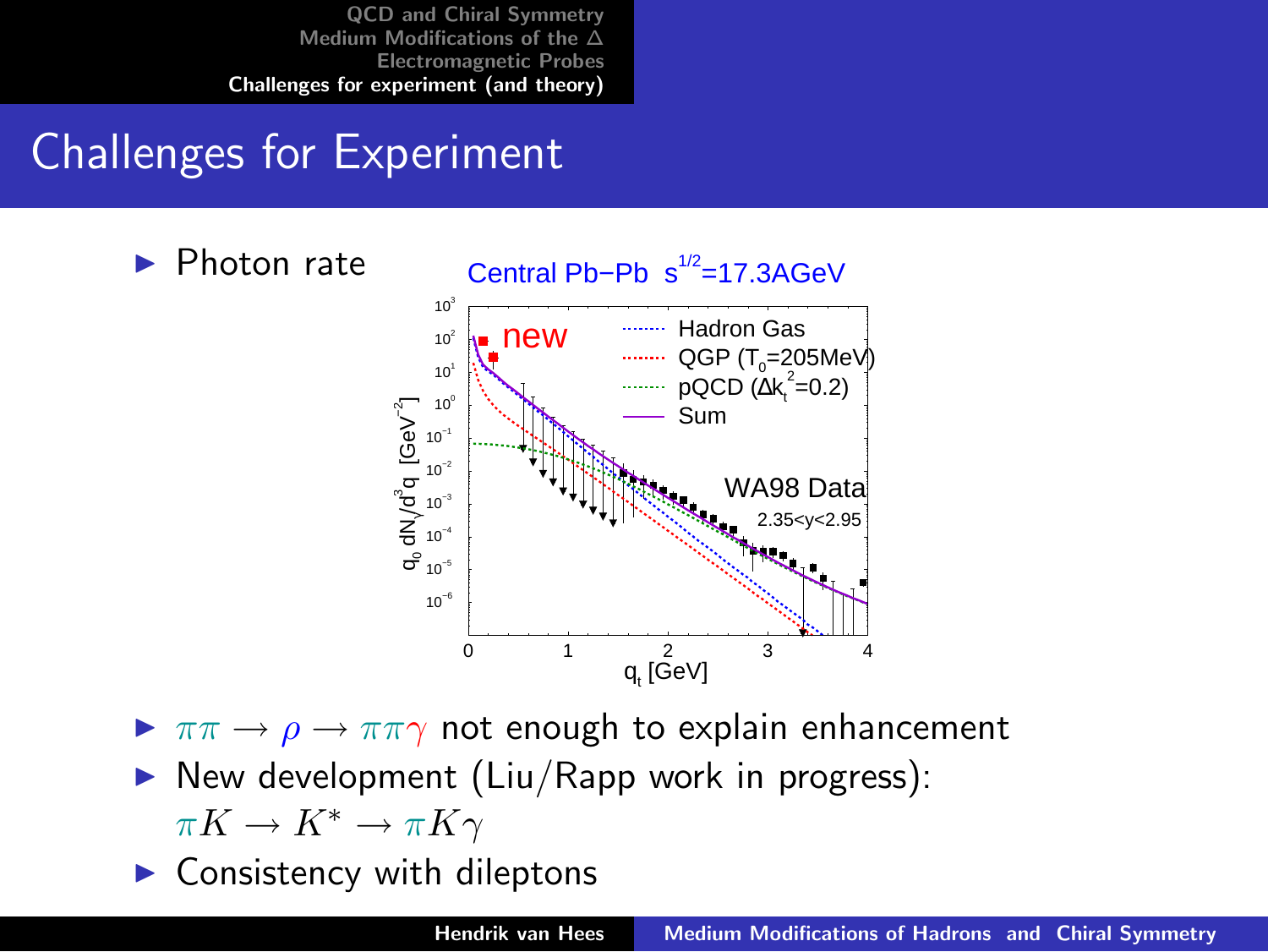# Challenges for Experiment

- Photon rate

Central Pb−Pb $s^{1/2}$=17.3AGeV

new

Hadron Gas

QGP ($T_0$=205MeV)

pQCD ($\Delta k_t^2$=0.2)

Sum

WA98 Data

2.35<y<2.95

$q_0\, dN_\gamma/d^3q$ [$\text{GeV}^{-2}$]

$q_t$ [GeV]

$10^{3}$
$10^{2}$
$10^{1}$
$10^{0}$
$10^{-1}$
$10^{-2}$
$10^{-3}$
$10^{-4}$
$10^{-5}$
$10^{-6}$

0
1
2
3
4

- $\pi\pi \to \rho \to \pi\pi\gamma$ not enough to explain enhancement
- New development (Liu/Rapp work in progress): $\pi K \to K^* \to \pi K \gamma$
- Consistency with dileptons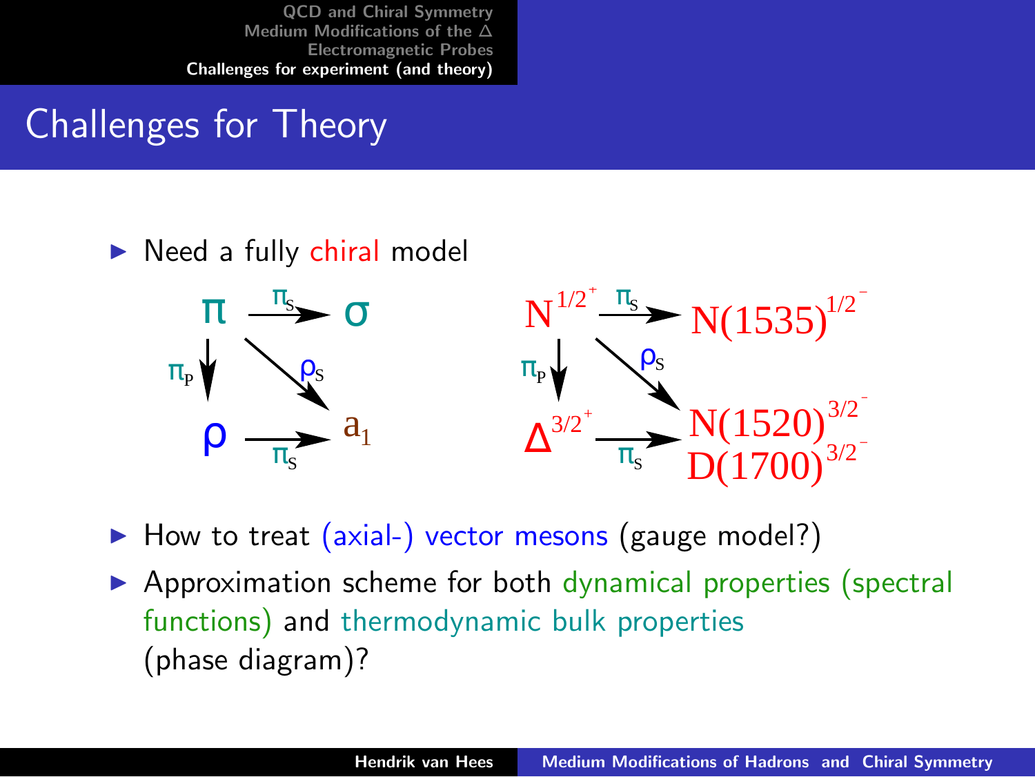## Challenges for Theory

- Need a fully chiral model

$\pi$ $\xrightarrow{\pi_S}$ $\sigma$

$\pi_P$ $\downarrow$ $\rho_S$ $\searrow$

$\rho$ $\xrightarrow{\pi_S}$ $a_1$

$N^{1/2^+}$ $\xrightarrow{\pi_S}$ $N(1535)^{1/2^-}$

$\pi_P$ $\downarrow$ $\rho_S$ $\searrow$

$\Delta^{3/2^+}$ $\xrightarrow{\pi_S}$ $N(1520)^{3/2^-}$ $D(1700)^{3/2^-}$

- How to treat (axial-) vector mesons (gauge model?)
- Approximation scheme for both dynamical properties (spectral functions) and thermodynamic bulk properties (phase diagram)?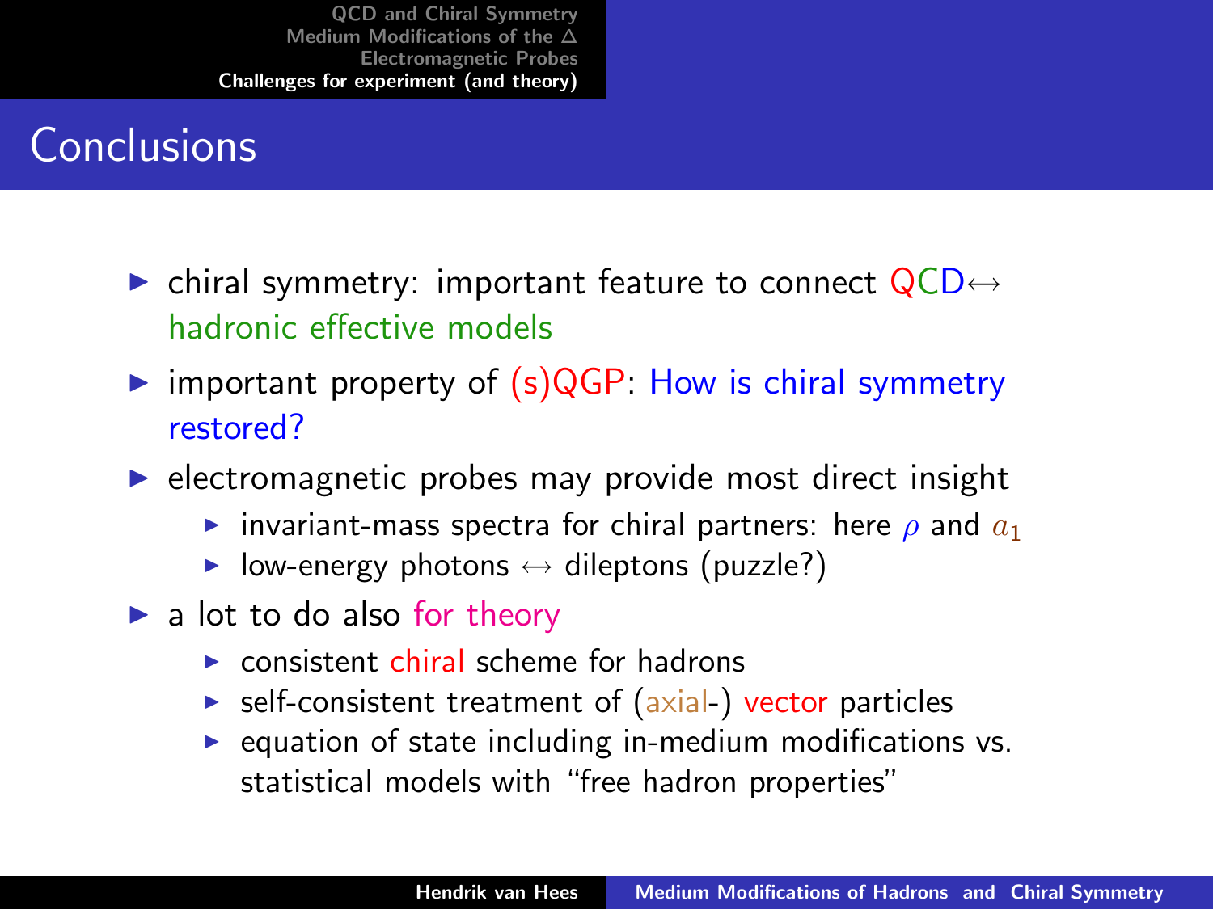# Conclusions

- chiral symmetry: important feature to connect QCD↔ hadronic effective models
- important property of (s)QGP: How is chiral symmetry restored?
- electromagnetic probes may provide most direct insight
  - invariant-mass spectra for chiral partners: here $\rho$ and $a_1$
  - low-energy photons ↔ dileptons (puzzle?)
- a lot to do also for theory
  - consistent chiral scheme for hadrons
  - self-consistent treatment of (axial-) vector particles
  - equation of state including in-medium modifications vs. statistical models with "free hadron properties"